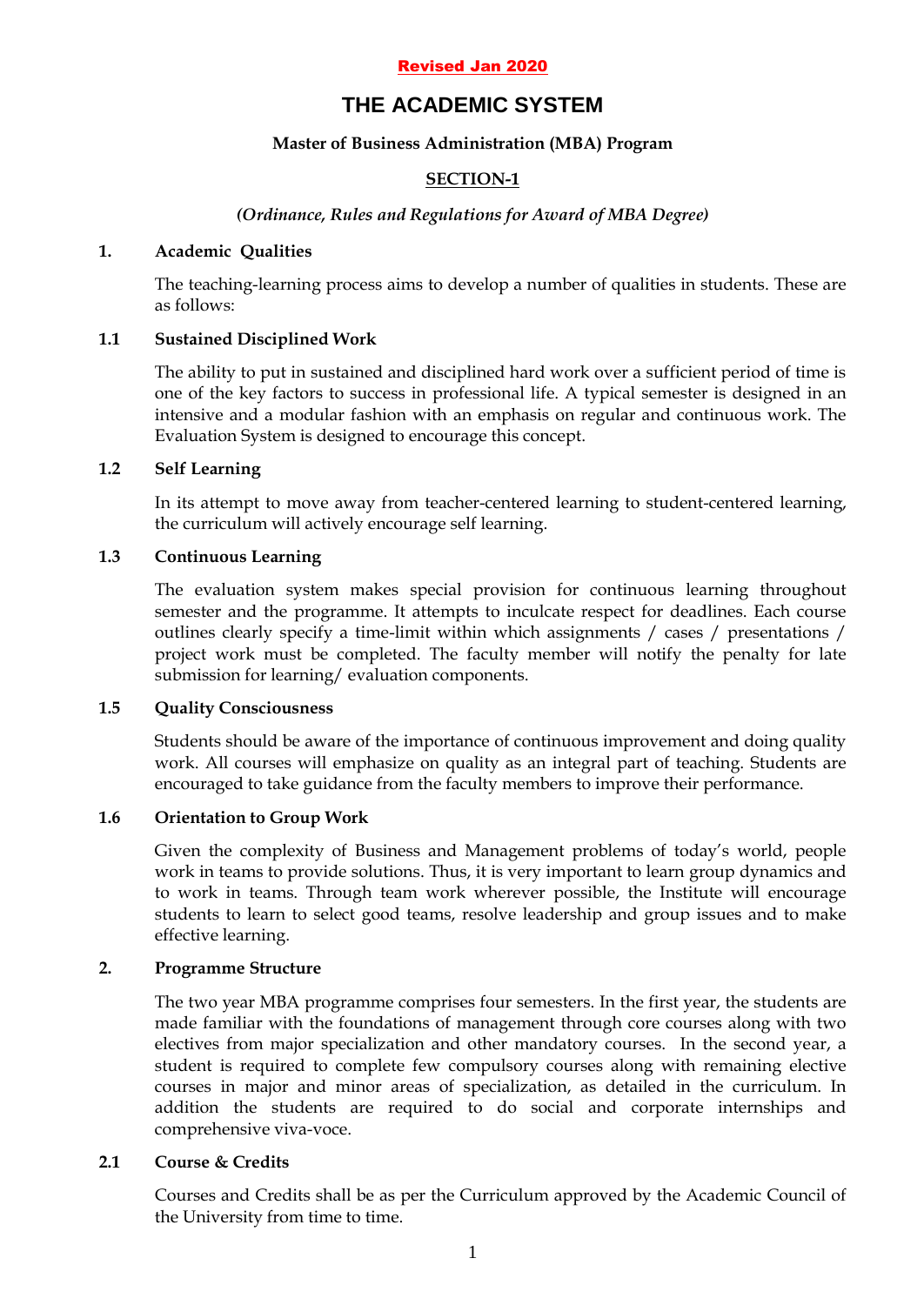**Revised Jan 2020**

# THE ACADEMIC SYSTEM

**Master of Business Administration (MBA) Program**

## SECTION-1

*(Ordinance, Rules and Regulations for Award of MBA Degree)*

### 1. Academic Qualities

The teaching-learning process aims to develop a number of qualities in students. These are as follows:

#### 1.1 Sustained Disciplined Work

The ability to put in sustained and disciplined hard work over a sufficient period of time is one of the key factors to success in professional life. A typical semester is designed in an intensive and a modular fashion with an emphasis on regular and continuous work. The Evaluation System is designed to encourage this concept.

#### 1.2 Self Learning

In its attempt to move away from teacher-centered learning to student-centered learning, the curriculum will actively encourage self learning.

#### 1.3 Continuous Learning

The evaluation system makes special provision for continuous learning throughout semester and the programme. It attempts to inculcate respect for deadlines. Each course outlines clearly specify a time-limit within which assignments / cases / presentations / project work must be completed. The faculty member will notify the penalty for late submission for learning/ evaluation components.

#### 1.5 Quality Consciousness

Students should be aware of the importance of continuous improvement and doing quality work. All courses will emphasize on quality as an integral part of teaching. Students are encouraged to take guidance from the faculty members to improve their performance.

#### 1.6 Orientation to Group Work

Given the complexity of Business and Management problems of today's world, people work in teams to provide solutions. Thus, it is very important to learn group dynamics and to work in teams. Through team work wherever possible, the Institute will encourage students to learn to select good teams, resolve leadership and group issues and to make effective learning.

### 2. Programme Structure

The two year MBA programme comprises four semesters. In the first year, the students are made familiar with the foundations of management through core courses along with two electives from major specialization and other mandatory courses. In the second year, a student is required to complete few compulsory courses along with remaining elective courses in major and minor areas of specialization, as detailed in the curriculum. In addition the students are required to do social and corporate internships and comprehensive viva-voce.

#### 2.1 Course & Credits

Courses and Credits shall be as per the Curriculum approved by the Academic Council of the University from time to time.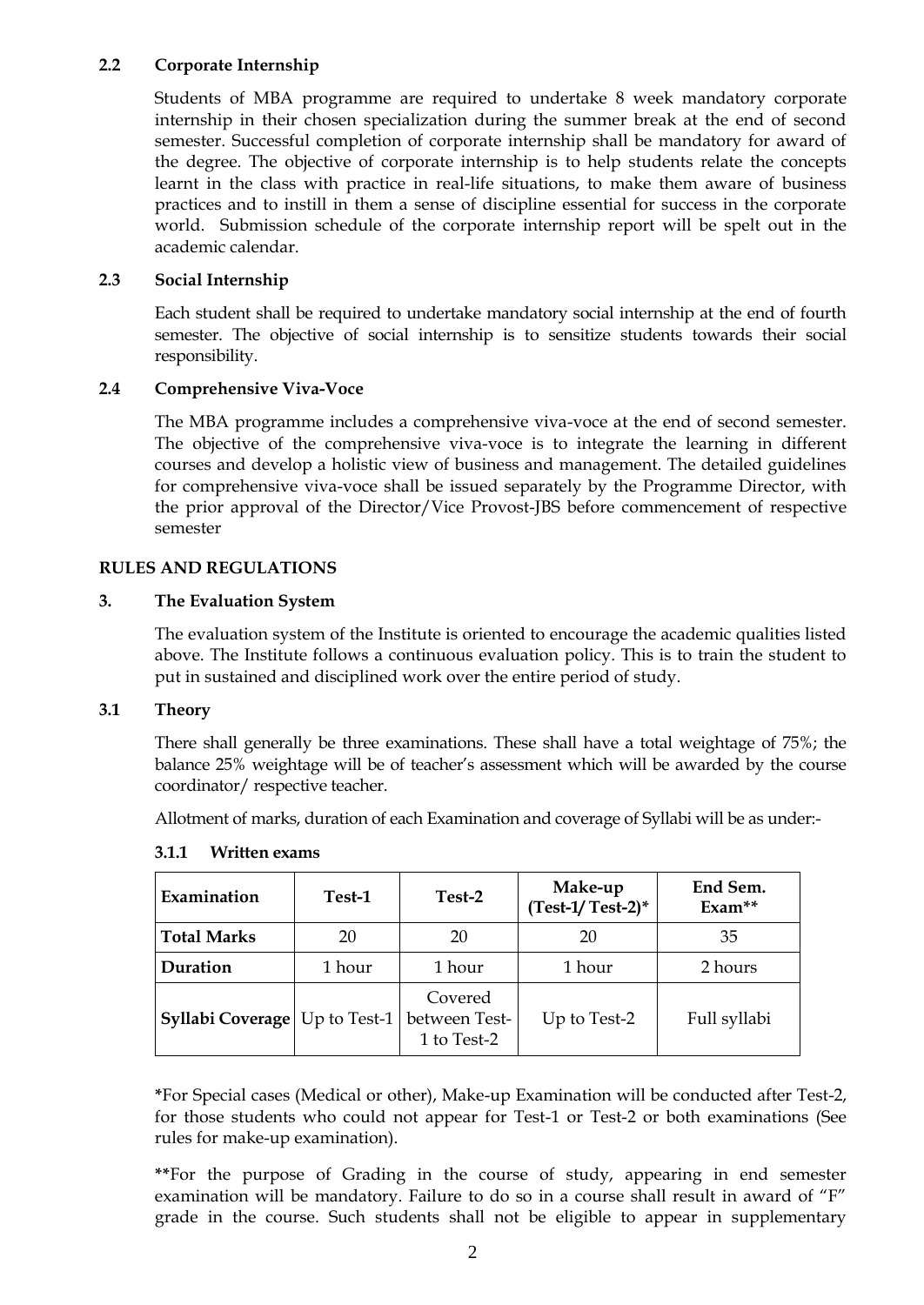### 2.2 Corporate Internship

Students of MBA programme are required to undertake 8 week mandatory corporate internship in their chosen specialization during the summer break at the end of second semester. Successful completion of corporate internship shall be mandatory for award of the degree. The objective of corporate internship is to help students relate the concepts learnt in the class with practice in real-life situations, to make them aware of business practices and to instill in them a sense of discipline essential for success in the corporate world. Submission schedule of the corporate internship report will be spelt out in the academic calendar.

### 2.3 Social Internship

Each student shall be required to undertake mandatory social internship at the end of fourth semester. The objective of social internship is to sensitize students towards their social responsibility.

### 2.4 Comprehensive Viva-Voce

The MBA programme includes a comprehensive viva-voce at the end of second semester. The objective of the comprehensive viva-voce is to integrate the learning in different courses and develop a holistic view of business and management. The detailed guidelines for comprehensive viva-voce shall be issued separately by the Programme Director, with the prior approval of the Director/Vice Provost-JBS before commencement of respective semester

## RULES AND REGULATIONS

### 3. The Evaluation System

The evaluation system of the Institute is oriented to encourage the academic qualities listed above. The Institute follows a continuous evaluation policy. This is to train the student to put in sustained and disciplined work over the entire period of study.

### 3.1 Theory

There shall generally be three examinations. These shall have a total weightage of 75%; the balance 25% weightage will be of teacher's assessment which will be awarded by the course coordinator/ respective teacher.

Allotment of marks, duration of each Examination and coverage of Syllabi will be as under:-

#### 3.1.1 Written exams

| Examination | Test-1 | Test-2 | Make-up (Test-1/ Test-2)* | End Sem. Exam** |
|---|---|---|---|---|
| **Total Marks** | 20 | 20 | 20 | 35 |
| **Duration** | 1 hour | 1 hour | 1 hour | 2 hours |
| **Syllabi Coverage** | Up to Test-1 | Covered between Test-1 to Test-2 | Up to Test-2 | Full syllabi |

***For Special cases (Medical or other), Make-up Examination will be conducted after Test-2, for those students who could not appear for Test-1 or Test-2 or both examinations (See rules for make-up examination).

****For the purpose of Grading in the course of study, appearing in end semester examination will be mandatory. Failure to do so in a course shall result in award of "F" grade in the course. Such students shall not be eligible to appear in supplementary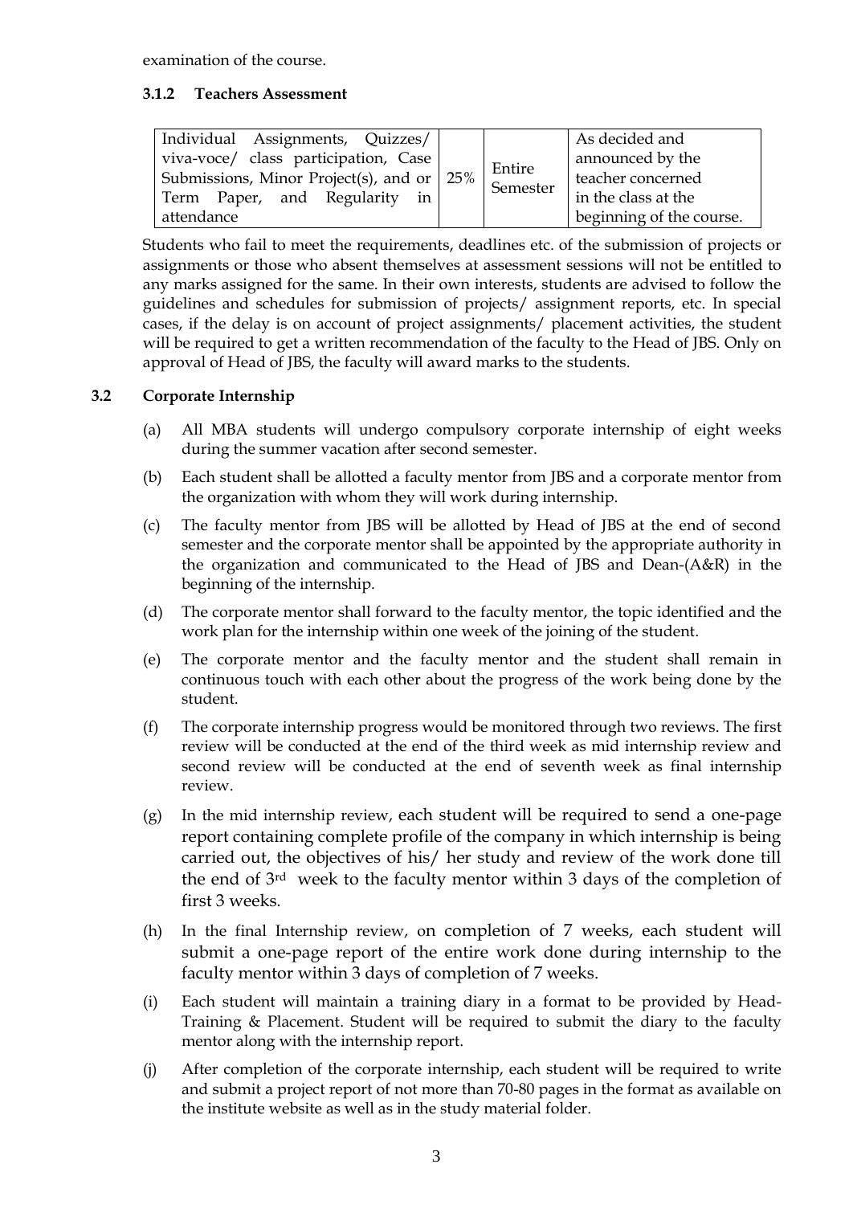examination of the course.

#### 3.1.2 Teachers Assessment

| Individual Assignments, Quizzes/ viva-voce/ class participation, Case Submissions, Minor Project(s), and or Term Paper, and Regularity in attendance | 25% | Entire Semester | As decided and announced by the teacher concerned in the class at the beginning of the course. |
|---|---|---|---|

Students who fail to meet the requirements, deadlines etc. of the submission of projects or assignments or those who absent themselves at assessment sessions will not be entitled to any marks assigned for the same. In their own interests, students are advised to follow the guidelines and schedules for submission of projects/ assignment reports, etc. In special cases, if the delay is on account of project assignments/ placement activities, the student will be required to get a written recommendation of the faculty to the Head of JBS. Only on approval of Head of JBS, the faculty will award marks to the students.

### 3.2 Corporate Internship

(a) All MBA students will undergo compulsory corporate internship of eight weeks during the summer vacation after second semester.

(b) Each student shall be allotted a faculty mentor from JBS and a corporate mentor from the organization with whom they will work during internship.

(c) The faculty mentor from JBS will be allotted by Head of JBS at the end of second semester and the corporate mentor shall be appointed by the appropriate authority in the organization and communicated to the Head of JBS and Dean-(A&R) in the beginning of the internship.

(d) The corporate mentor shall forward to the faculty mentor, the topic identified and the work plan for the internship within one week of the joining of the student.

(e) The corporate mentor and the faculty mentor and the student shall remain in continuous touch with each other about the progress of the work being done by the student.

(f) The corporate internship progress would be monitored through two reviews. The first review will be conducted at the end of the third week as mid internship review and second review will be conducted at the end of seventh week as final internship review.

(g) In the mid internship review, each student will be required to send a one-page report containing complete profile of the company in which internship is being carried out, the objectives of his/ her study and review of the work done till the end of 3rd week to the faculty mentor within 3 days of the completion of first 3 weeks.

(h) In the final Internship review, on completion of 7 weeks, each student will submit a one-page report of the entire work done during internship to the faculty mentor within 3 days of completion of 7 weeks.

(i) Each student will maintain a training diary in a format to be provided by Head-Training & Placement. Student will be required to submit the diary to the faculty mentor along with the internship report.

(j) After completion of the corporate internship, each student will be required to write and submit a project report of not more than 70-80 pages in the format as available on the institute website as well as in the study material folder.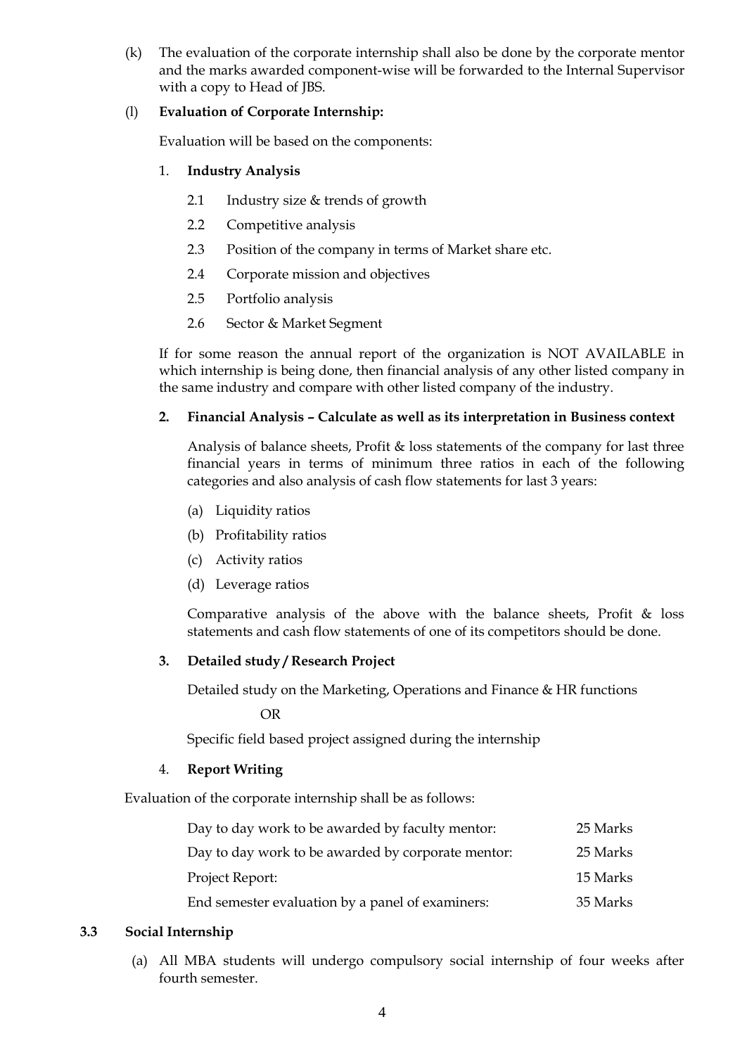(k) The evaluation of the corporate internship shall also be done by the corporate mentor and the marks awarded component-wise will be forwarded to the Internal Supervisor with a copy to Head of JBS.

(l) **Evaluation of Corporate Internship:**

Evaluation will be based on the components:

1. **Industry Analysis**

   2.1 Industry size & trends of growth

   2.2 Competitive analysis

   2.3 Position of the company in terms of Market share etc.

   2.4 Corporate mission and objectives

   2.5 Portfolio analysis

   2.6 Sector & Market Segment

If for some reason the annual report of the organization is NOT AVAILABLE in which internship is being done, then financial analysis of any other listed company in the same industry and compare with other listed company of the industry.

2. **Financial Analysis – Calculate as well as its interpretation in Business context**

   Analysis of balance sheets, Profit & loss statements of the company for last three financial years in terms of minimum three ratios in each of the following categories and also analysis of cash flow statements for last 3 years:

   (a) Liquidity ratios

   (b) Profitability ratios

   (c) Activity ratios

   (d) Leverage ratios

   Comparative analysis of the above with the balance sheets, Profit & loss statements and cash flow statements of one of its competitors should be done.

3. **Detailed study / Research Project**

   Detailed study on the Marketing, Operations and Finance & HR functions

   OR

   Specific field based project assigned during the internship

4. **Report Writing**

Evaluation of the corporate internship shall be as follows:

| | |
|---|---|
| Day to day work to be awarded by faculty mentor: | 25 Marks |
| Day to day work to be awarded by corporate mentor: | 25 Marks |
| Project Report: | 15 Marks |
| End semester evaluation by a panel of examiners: | 35 Marks |

### 3.3 Social Internship

(a) All MBA students will undergo compulsory social internship of four weeks after fourth semester.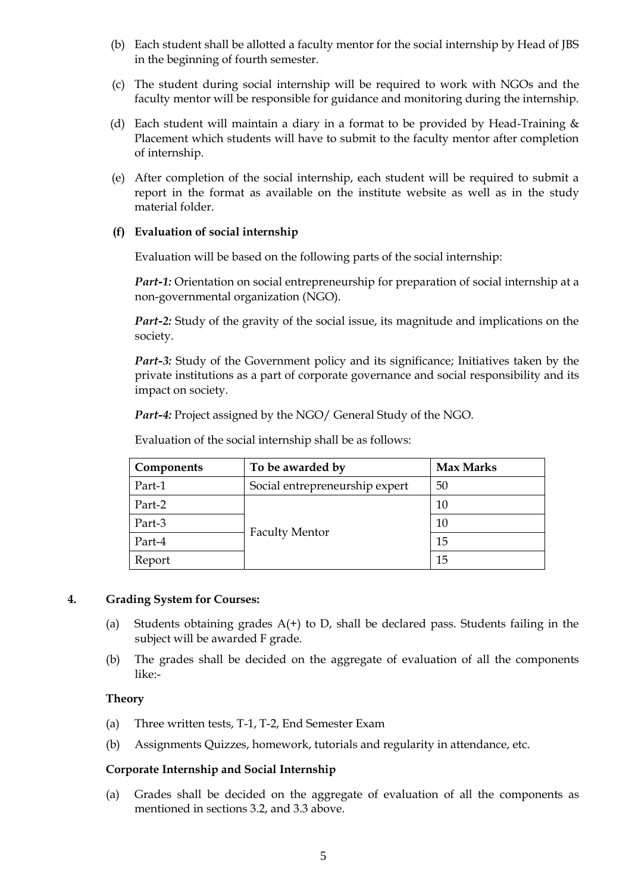(b) Each student shall be allotted a faculty mentor for the social internship by Head of JBS in the beginning of fourth semester.

(c) The student during social internship will be required to work with NGOs and the faculty mentor will be responsible for guidance and monitoring during the internship.

(d) Each student will maintain a diary in a format to be provided by Head-Training & Placement which students will have to submit to the faculty mentor after completion of internship.

(e) After completion of the social internship, each student will be required to submit a report in the format as available on the institute website as well as in the study material folder.

**(f) Evaluation of social internship**

Evaluation will be based on the following parts of the social internship:

***Part-1:*** Orientation on social entrepreneurship for preparation of social internship at a non-governmental organization (NGO).

***Part-2:*** Study of the gravity of the social issue, its magnitude and implications on the society.

***Part-3:*** Study of the Government policy and its significance; Initiatives taken by the private institutions as a part of corporate governance and social responsibility and its impact on society.

***Part-4:*** Project assigned by the NGO/ General Study of the NGO.

Evaluation of the social internship shall be as follows:

| Components | To be awarded by | Max Marks |
|---|---|---|
| Part-1 | Social entrepreneurship expert | 50 |
| Part-2 | Faculty Mentor | 10 |
| Part-3 | | 10 |
| Part-4 | | 15 |
| Report | | 15 |

## 4. Grading System for Courses:

(a) Students obtaining grades A(+) to D, shall be declared pass. Students failing in the subject will be awarded F grade.

(b) The grades shall be decided on the aggregate of evaluation of all the components like:-

**Theory**

(a) Three written tests, T-1, T-2, End Semester Exam

(b) Assignments Quizzes, homework, tutorials and regularity in attendance, etc.

**Corporate Internship and Social Internship**

(a) Grades shall be decided on the aggregate of evaluation of all the components as mentioned in sections 3.2, and 3.3 above.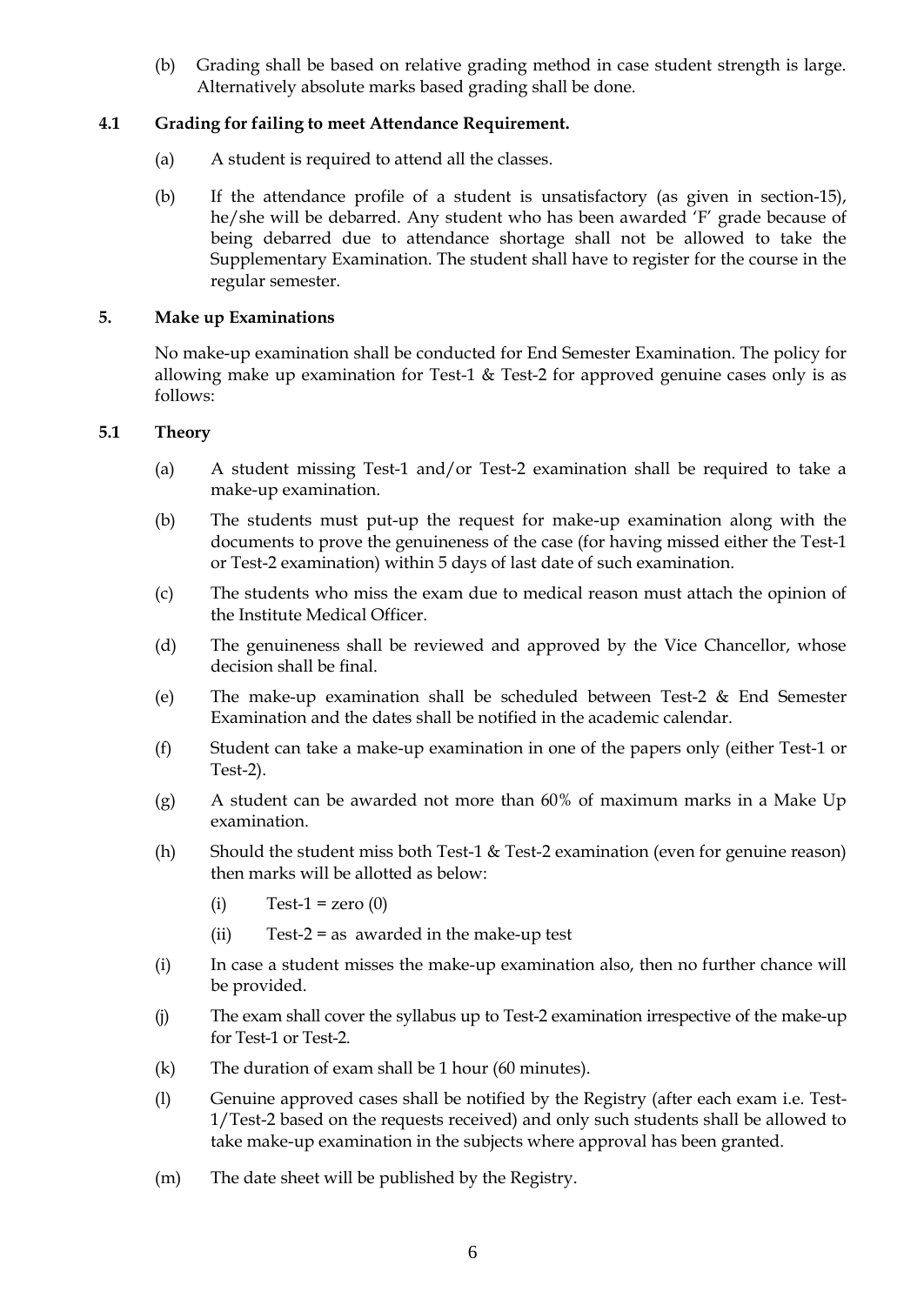(b) Grading shall be based on relative grading method in case student strength is large. Alternatively absolute marks based grading shall be done.

### 4.1 Grading for failing to meet Attendance Requirement.

(a) A student is required to attend all the classes.

(b) If the attendance profile of a student is unsatisfactory (as given in section-15), he/she will be debarred. Any student who has been awarded 'F' grade because of being debarred due to attendance shortage shall not be allowed to take the Supplementary Examination. The student shall have to register for the course in the regular semester.

## 5. Make up Examinations

No make-up examination shall be conducted for End Semester Examination. The policy for allowing make up examination for Test-1 & Test-2 for approved genuine cases only is as follows:

### 5.1 Theory

(a) A student missing Test-1 and/or Test-2 examination shall be required to take a make-up examination.

(b) The students must put-up the request for make-up examination along with the documents to prove the genuineness of the case (for having missed either the Test-1 or Test-2 examination) within 5 days of last date of such examination.

(c) The students who miss the exam due to medical reason must attach the opinion of the Institute Medical Officer.

(d) The genuineness shall be reviewed and approved by the Vice Chancellor, whose decision shall be final.

(e) The make-up examination shall be scheduled between Test-2 & End Semester Examination and the dates shall be notified in the academic calendar.

(f) Student can take a make-up examination in one of the papers only (either Test-1 or Test-2).

(g) A student can be awarded not more than 60% of maximum marks in a Make Up examination.

(h) Should the student miss both Test-1 & Test-2 examination (even for genuine reason) then marks will be allotted as below:

   (i) Test-1 = zero (0)

   (ii) Test-2 = as awarded in the make-up test

(i) In case a student misses the make-up examination also, then no further chance will be provided.

(j) The exam shall cover the syllabus up to Test-2 examination irrespective of the make-up for Test-1 or Test-2.

(k) The duration of exam shall be 1 hour (60 minutes).

(l) Genuine approved cases shall be notified by the Registry (after each exam i.e. Test-1/Test-2 based on the requests received) and only such students shall be allowed to take make-up examination in the subjects where approval has been granted.

(m) The date sheet will be published by the Registry.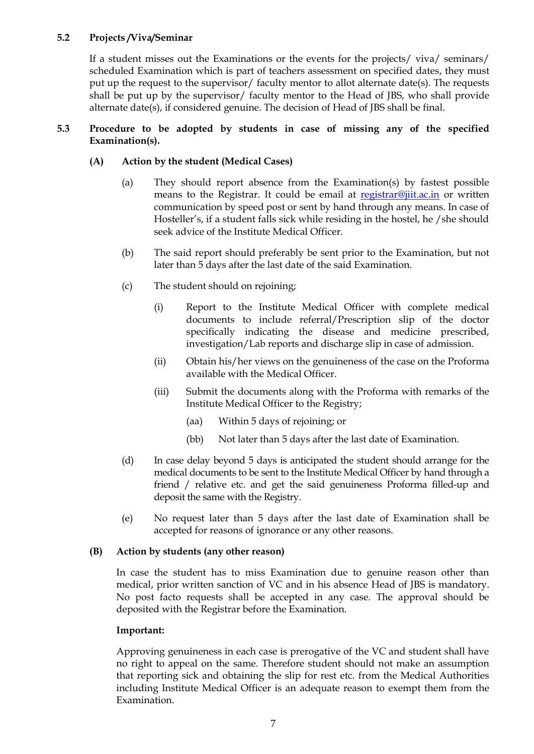**5.2 Projects /Viva/Seminar**

If a student misses out the Examinations or the events for the projects/ viva/ seminars/ scheduled Examination which is part of teachers assessment on specified dates, they must put up the request to the supervisor/ faculty mentor to allot alternate date(s). The requests shall be put up by the supervisor/ faculty mentor to the Head of JBS, who shall provide alternate date(s), if considered genuine. The decision of Head of JBS shall be final.

**5.3 Procedure to be adopted by students in case of missing any of the specified Examination(s).**

**(A) Action by the student (Medical Cases)**

(a) They should report absence from the Examination(s) by fastest possible means to the Registrar. It could be email at registrar@jiit.ac.in or written communication by speed post or sent by hand through any means. In case of Hosteller's, if a student falls sick while residing in the hostel, he /she should seek advice of the Institute Medical Officer.

(b) The said report should preferably be sent prior to the Examination, but not later than 5 days after the last date of the said Examination.

(c) The student should on rejoining;

(i) Report to the Institute Medical Officer with complete medical documents to include referral/Prescription slip of the doctor specifically indicating the disease and medicine prescribed, investigation/Lab reports and discharge slip in case of admission.

(ii) Obtain his/her views on the genuineness of the case on the Proforma available with the Medical Officer.

(iii) Submit the documents along with the Proforma with remarks of the Institute Medical Officer to the Registry;

(aa) Within 5 days of rejoining; or

(bb) Not later than 5 days after the last date of Examination.

(d) In case delay beyond 5 days is anticipated the student should arrange for the medical documents to be sent to the Institute Medical Officer by hand through a friend / relative etc. and get the said genuineness Proforma filled-up and deposit the same with the Registry.

(e) No request later than 5 days after the last date of Examination shall be accepted for reasons of ignorance or any other reasons.

**(B) Action by students (any other reason)**

In case the student has to miss Examination due to genuine reason other than medical, prior written sanction of VC and in his absence Head of JBS is mandatory. No post facto requests shall be accepted in any case. The approval should be deposited with the Registrar before the Examination.

**Important:**

Approving genuineness in each case is prerogative of the VC and student shall have no right to appeal on the same. Therefore student should not make an assumption that reporting sick and obtaining the slip for rest etc. from the Medical Authorities including Institute Medical Officer is an adequate reason to exempt them from the Examination.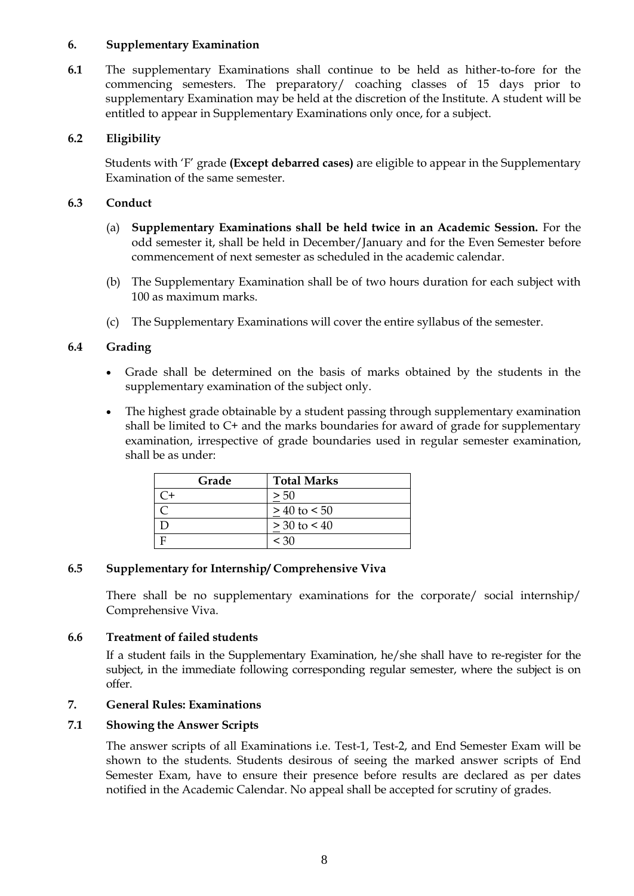## 6. Supplementary Examination

**6.1** The supplementary Examinations shall continue to be held as hither-to-fore for the commencing semesters. The preparatory/ coaching classes of 15 days prior to supplementary Examination may be held at the discretion of the Institute. A student will be entitled to appear in Supplementary Examinations only once, for a subject.

### 6.2 Eligibility

Students with 'F' grade **(Except debarred cases)** are eligible to appear in the Supplementary Examination of the same semester.

### 6.3 Conduct

(a) **Supplementary Examinations shall be held twice in an Academic Session.** For the odd semester it, shall be held in December/January and for the Even Semester before commencement of next semester as scheduled in the academic calendar.

(b) The Supplementary Examination shall be of two hours duration for each subject with 100 as maximum marks.

(c) The Supplementary Examinations will cover the entire syllabus of the semester.

### 6.4 Grading

- Grade shall be determined on the basis of marks obtained by the students in the supplementary examination of the subject only.
- The highest grade obtainable by a student passing through supplementary examination shall be limited to C+ and the marks boundaries for award of grade for supplementary examination, irrespective of grade boundaries used in regular semester examination, shall be as under:

| Grade | Total Marks |
|---|---|
| C+ | $\geq 50$ |
| C | $\geq 40$ to $< 50$ |
| D | $\geq 30$ to $< 40$ |
| F | $< 30$ |

### 6.5 Supplementary for Internship/ Comprehensive Viva

There shall be no supplementary examinations for the corporate/ social internship/ Comprehensive Viva.

### 6.6 Treatment of failed students

If a student fails in the Supplementary Examination, he/she shall have to re-register for the subject, in the immediate following corresponding regular semester, where the subject is on offer.

## 7. General Rules: Examinations

### 7.1 Showing the Answer Scripts

The answer scripts of all Examinations i.e. Test-1, Test-2, and End Semester Exam will be shown to the students. Students desirous of seeing the marked answer scripts of End Semester Exam, have to ensure their presence before results are declared as per dates notified in the Academic Calendar. No appeal shall be accepted for scrutiny of grades.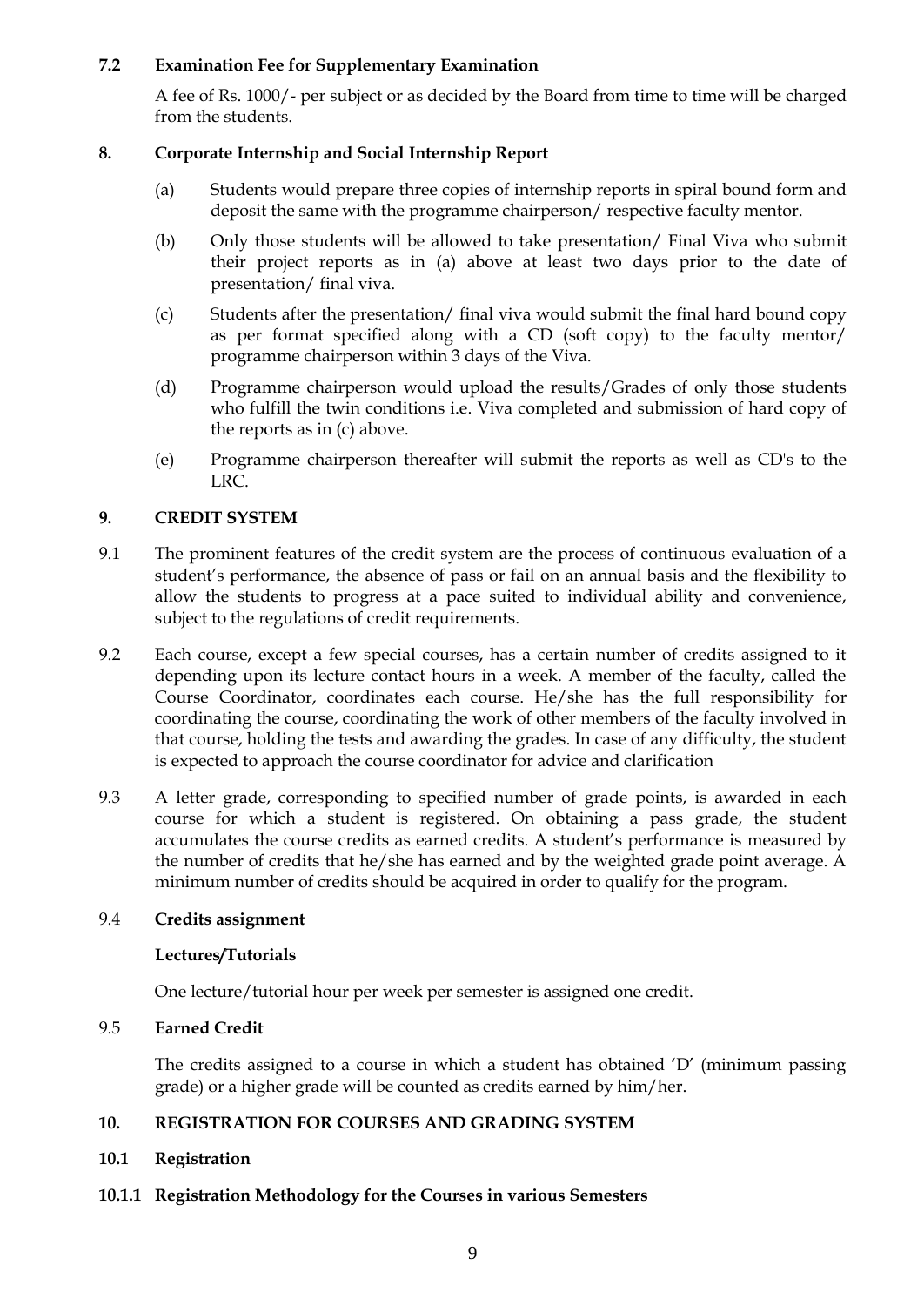### 7.2 Examination Fee for Supplementary Examination

A fee of Rs. 1000/- per subject or as decided by the Board from time to time will be charged from the students.

## 8. Corporate Internship and Social Internship Report

(a) Students would prepare three copies of internship reports in spiral bound form and deposit the same with the programme chairperson/ respective faculty mentor.

(b) Only those students will be allowed to take presentation/ Final Viva who submit their project reports as in (a) above at least two days prior to the date of presentation/ final viva.

(c) Students after the presentation/ final viva would submit the final hard bound copy as per format specified along with a CD (soft copy) to the faculty mentor/ programme chairperson within 3 days of the Viva.

(d) Programme chairperson would upload the results/Grades of only those students who fulfill the twin conditions i.e. Viva completed and submission of hard copy of the reports as in (c) above.

(e) Programme chairperson thereafter will submit the reports as well as CD's to the LRC.

## 9. CREDIT SYSTEM

9.1 The prominent features of the credit system are the process of continuous evaluation of a student's performance, the absence of pass or fail on an annual basis and the flexibility to allow the students to progress at a pace suited to individual ability and convenience, subject to the regulations of credit requirements.

9.2 Each course, except a few special courses, has a certain number of credits assigned to it depending upon its lecture contact hours in a week. A member of the faculty, called the Course Coordinator, coordinates each course. He/she has the full responsibility for coordinating the course, coordinating the work of other members of the faculty involved in that course, holding the tests and awarding the grades. In case of any difficulty, the student is expected to approach the course coordinator for advice and clarification

9.3 A letter grade, corresponding to specified number of grade points, is awarded in each course for which a student is registered. On obtaining a pass grade, the student accumulates the course credits as earned credits. A student's performance is measured by the number of credits that he/she has earned and by the weighted grade point average. A minimum number of credits should be acquired in order to qualify for the program.

### 9.4 Credits assignment

**Lectures/Tutorials**

One lecture/tutorial hour per week per semester is assigned one credit.

### 9.5 Earned Credit

The credits assigned to a course in which a student has obtained 'D' (minimum passing grade) or a higher grade will be counted as credits earned by him/her.

## 10. REGISTRATION FOR COURSES AND GRADING SYSTEM

### 10.1 Registration

#### 10.1.1 Registration Methodology for the Courses in various Semesters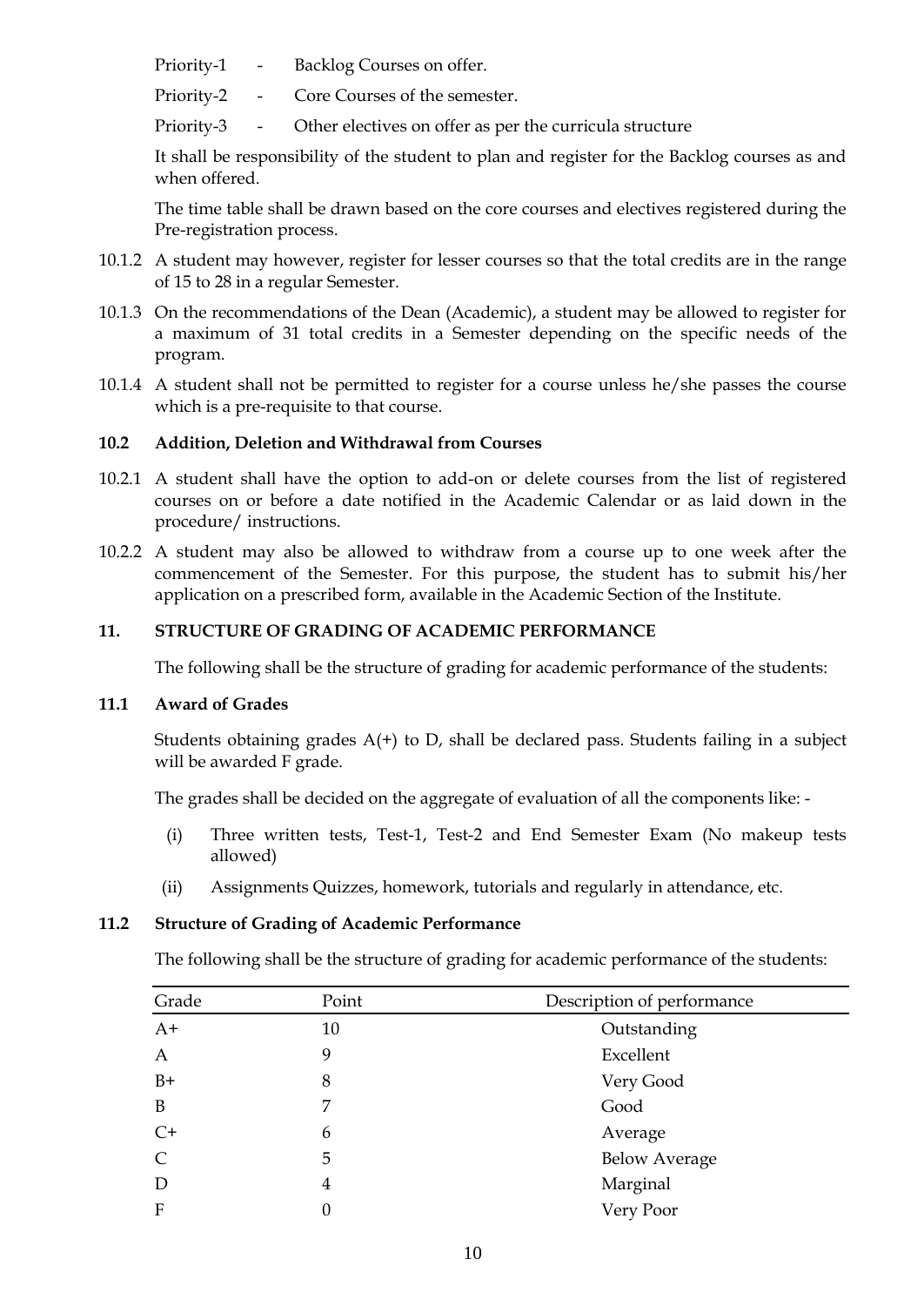Priority-1 - Backlog Courses on offer.

Priority-2 - Core Courses of the semester.

Priority-3 - Other electives on offer as per the curricula structure

It shall be responsibility of the student to plan and register for the Backlog courses as and when offered.

The time table shall be drawn based on the core courses and electives registered during the Pre-registration process.

10.1.2 A student may however, register for lesser courses so that the total credits are in the range of 15 to 28 in a regular Semester.

10.1.3 On the recommendations of the Dean (Academic), a student may be allowed to register for a maximum of 31 total credits in a Semester depending on the specific needs of the program.

10.1.4 A student shall not be permitted to register for a course unless he/she passes the course which is a pre-requisite to that course.

### 10.2 Addition, Deletion and Withdrawal from Courses

10.2.1 A student shall have the option to add-on or delete courses from the list of registered courses on or before a date notified in the Academic Calendar or as laid down in the procedure/ instructions.

10.2.2 A student may also be allowed to withdraw from a course up to one week after the commencement of the Semester. For this purpose, the student has to submit his/her application on a prescribed form, available in the Academic Section of the Institute.

## 11. STRUCTURE OF GRADING OF ACADEMIC PERFORMANCE

The following shall be the structure of grading for academic performance of the students:

### 11.1 Award of Grades

Students obtaining grades A(+) to D, shall be declared pass. Students failing in a subject will be awarded F grade.

The grades shall be decided on the aggregate of evaluation of all the components like: -

(i) Three written tests, Test-1, Test-2 and End Semester Exam (No makeup tests allowed)

(ii) Assignments Quizzes, homework, tutorials and regularly in attendance, etc.

### 11.2 Structure of Grading of Academic Performance

The following shall be the structure of grading for academic performance of the students:

| Grade | Point | Description of performance |
|---|---|---|
| A+ | 10 | Outstanding |
| A | 9 | Excellent |
| B+ | 8 | Very Good |
| B | 7 | Good |
| C+ | 6 | Average |
| C | 5 | Below Average |
| D | 4 | Marginal |
| F | 0 | Very Poor |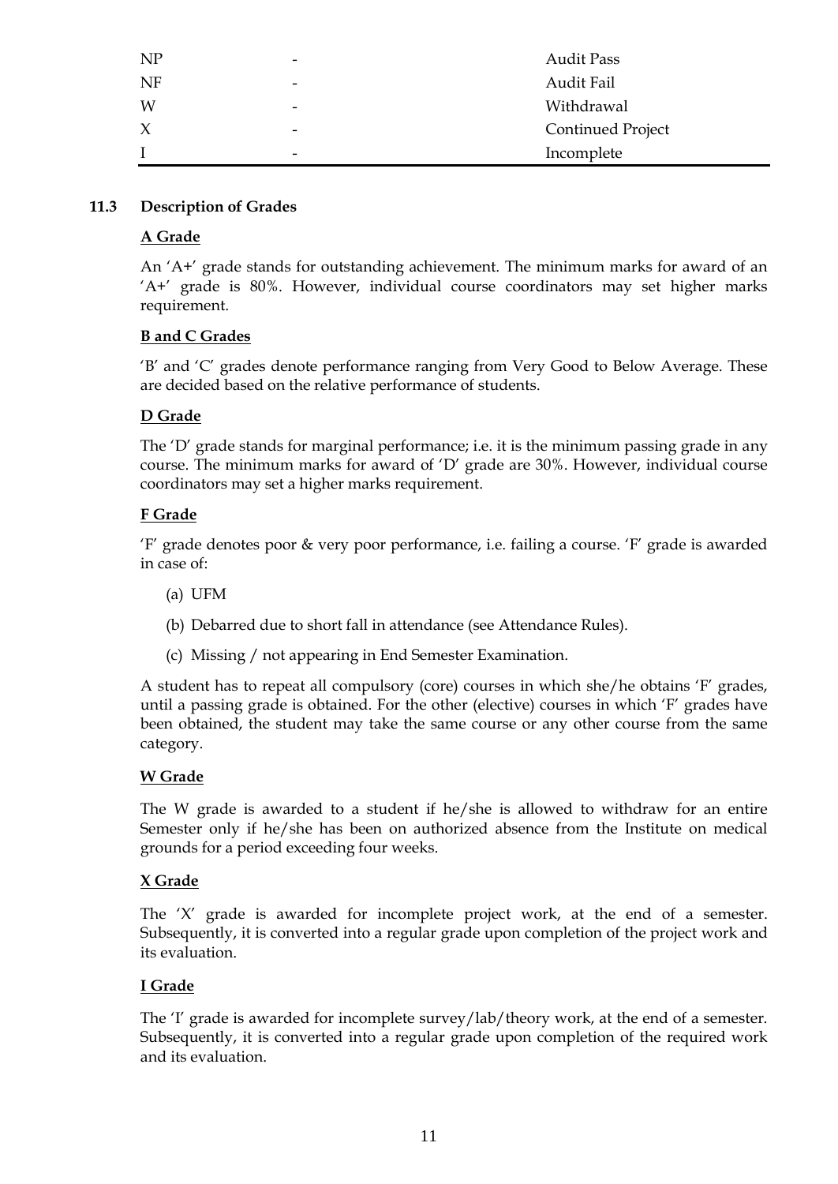| | | |
|---|---|---|
| NP | - | Audit Pass |
| NF | - | Audit Fail |
| W | - | Withdrawal |
| X | - | Continued Project |
| I | - | Incomplete |

### 11.3 Description of Grades

**A Grade**

An 'A+' grade stands for outstanding achievement. The minimum marks for award of an 'A+' grade is 80%. However, individual course coordinators may set higher marks requirement.

**B and C Grades**

'B' and 'C' grades denote performance ranging from Very Good to Below Average. These are decided based on the relative performance of students.

**D Grade**

The 'D' grade stands for marginal performance; i.e. it is the minimum passing grade in any course. The minimum marks for award of 'D' grade are 30%. However, individual course coordinators may set a higher marks requirement.

**F Grade**

'F' grade denotes poor & very poor performance, i.e. failing a course. 'F' grade is awarded in case of:

(a) UFM

(b) Debarred due to short fall in attendance (see Attendance Rules).

(c) Missing / not appearing in End Semester Examination.

A student has to repeat all compulsory (core) courses in which she/he obtains 'F' grades, until a passing grade is obtained. For the other (elective) courses in which 'F' grades have been obtained, the student may take the same course or any other course from the same category.

**W Grade**

The W grade is awarded to a student if he/she is allowed to withdraw for an entire Semester only if he/she has been on authorized absence from the Institute on medical grounds for a period exceeding four weeks.

**X Grade**

The 'X' grade is awarded for incomplete project work, at the end of a semester. Subsequently, it is converted into a regular grade upon completion of the project work and its evaluation.

**I Grade**

The 'I' grade is awarded for incomplete survey/lab/theory work, at the end of a semester. Subsequently, it is converted into a regular grade upon completion of the required work and its evaluation.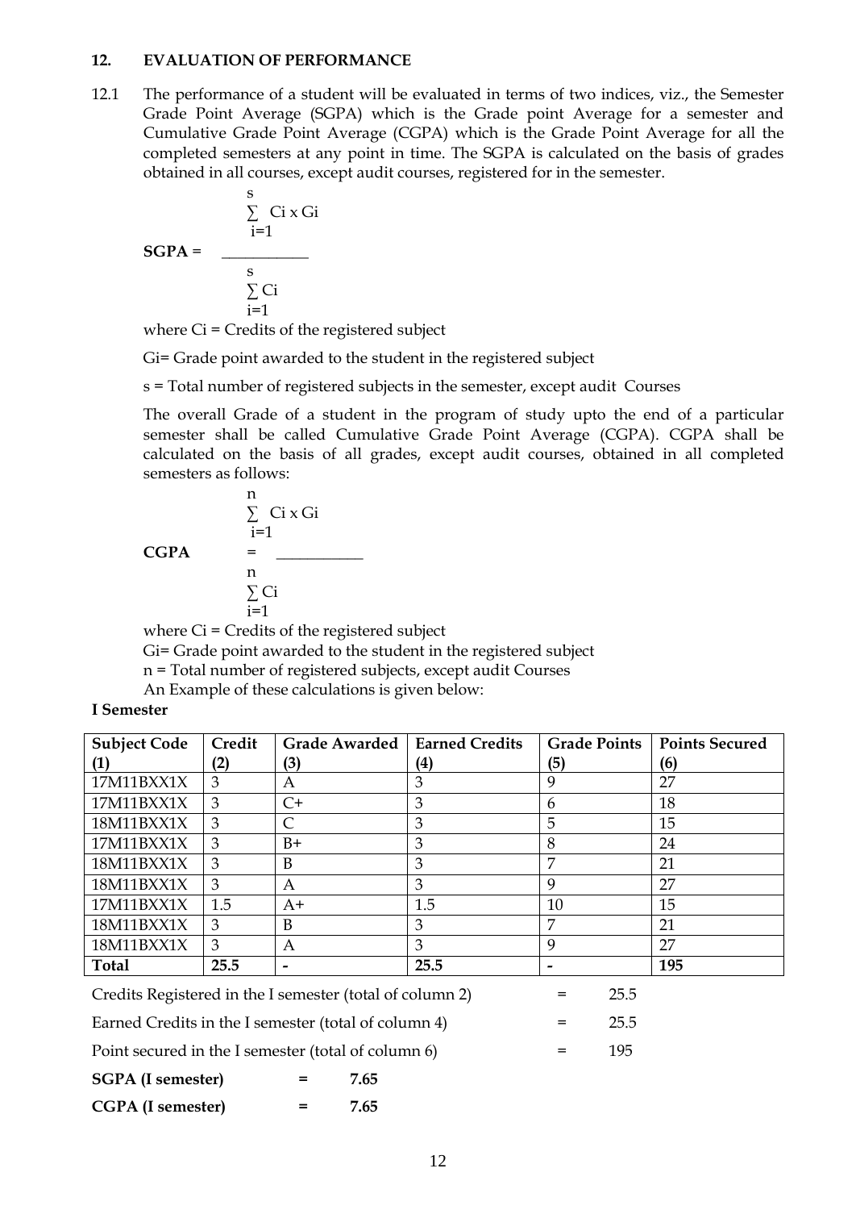## 12. EVALUATION OF PERFORMANCE

12.1 The performance of a student will be evaluated in terms of two indices, viz., the Semester Grade Point Average (SGPA) which is the Grade point Average for a semester and Cumulative Grade Point Average (CGPA) which is the Grade Point Average for all the completed semesters at any point in time. The SGPA is calculated on the basis of grades obtained in all courses, except audit courses, registered for in the semester.

$$\textbf{SGPA} = \frac{\sum_{i=1}^{s} C_i \times G_i}{\sum_{i=1}^{s} C_i}$$

where Ci = Credits of the registered subject

Gi= Grade point awarded to the student in the registered subject

s = Total number of registered subjects in the semester, except audit Courses

The overall Grade of a student in the program of study upto the end of a particular semester shall be called Cumulative Grade Point Average (CGPA). CGPA shall be calculated on the basis of all grades, except audit courses, obtained in all completed semesters as follows:

$$\textbf{CGPA} = \frac{\sum_{i=1}^{n} C_i \times G_i}{\sum_{i=1}^{n} C_i}$$

where Ci = Credits of the registered subject

Gi= Grade point awarded to the student in the registered subject

n = Total number of registered subjects, except audit Courses

An Example of these calculations is given below:

**I Semester**

| Subject Code (1) | Credit (2) | Grade Awarded (3) | Earned Credits (4) | Grade Points (5) | Points Secured (6) |
|---|---|---|---|---|---|
| 17M11BXX1X | 3 | A | 3 | 9 | 27 |
| 17M11BXX1X | 3 | C+ | 3 | 6 | 18 |
| 18M11BXX1X | 3 | C | 3 | 5 | 15 |
| 17M11BXX1X | 3 | B+ | 3 | 8 | 24 |
| 18M11BXX1X | 3 | B | 3 | 7 | 21 |
| 18M11BXX1X | 3 | A | 3 | 9 | 27 |
| 17M11BXX1X | 1.5 | A+ | 1.5 | 10 | 15 |
| 18M11BXX1X | 3 | B | 3 | 7 | 21 |
| 18M11BXX1X | 3 | A | 3 | 9 | 27 |
| **Total** | **25.5** | - | **25.5** | - | **195** |

Credits Registered in the I semester (total of column 2) = 25.5

Earned Credits in the I semester (total of column 4) = 25.5

Point secured in the I semester (total of column 6) = 195

**SGPA (I semester)** = **7.65**

**CGPA (I semester)** = **7.65**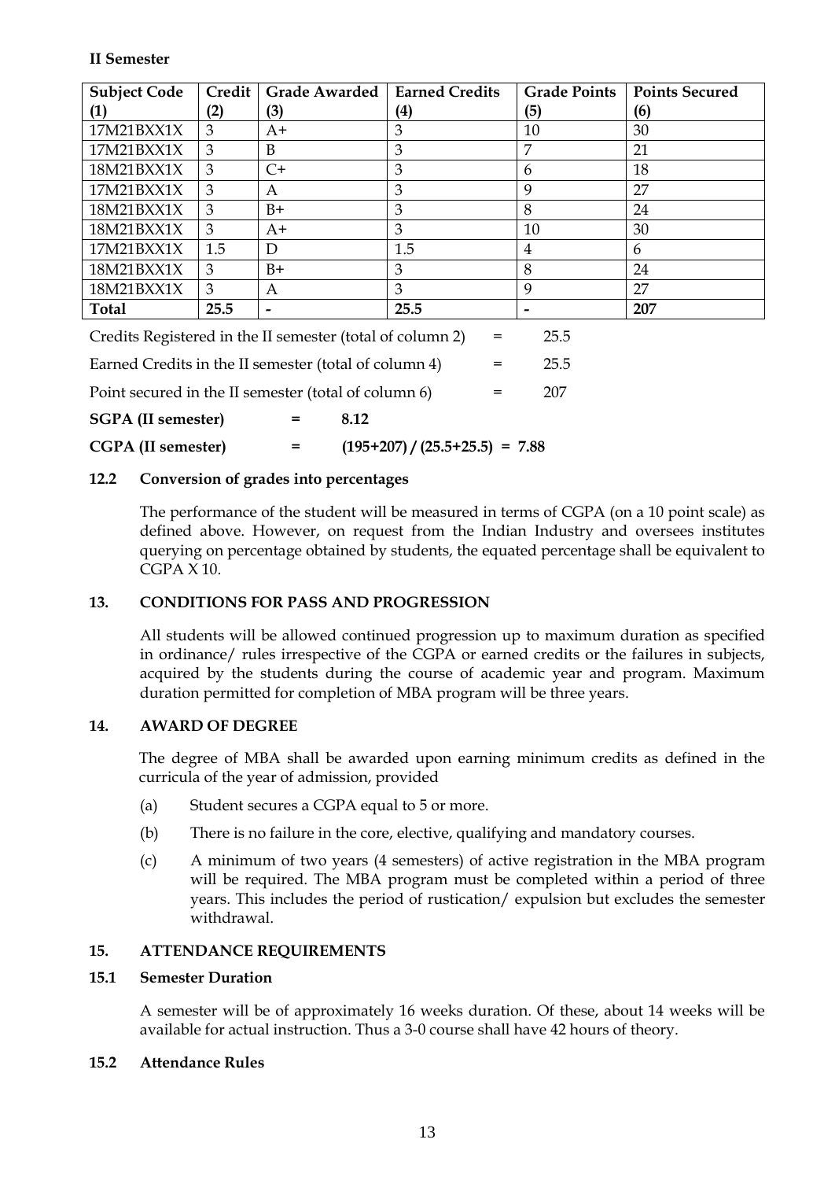**II Semester**

| Subject Code (1) | Credit (2) | Grade Awarded (3) | Earned Credits (4) | Grade Points (5) | Points Secured (6) |
|---|---|---|---|---|---|
| 17M21BXX1X | 3 | A+ | 3 | 10 | 30 |
| 17M21BXX1X | 3 | B | 3 | 7 | 21 |
| 18M21BXX1X | 3 | C+ | 3 | 6 | 18 |
| 17M21BXX1X | 3 | A | 3 | 9 | 27 |
| 18M21BXX1X | 3 | B+ | 3 | 8 | 24 |
| 18M21BXX1X | 3 | A+ | 3 | 10 | 30 |
| 17M21BXX1X | 1.5 | D | 1.5 | 4 | 6 |
| 18M21BXX1X | 3 | B+ | 3 | 8 | 24 |
| 18M21BXX1X | 3 | A | 3 | 9 | 27 |
| **Total** | **25.5** | - | **25.5** | - | **207** |

Credits Registered in the II semester (total of column 2) = 25.5

Earned Credits in the II semester (total of column 4) = 25.5

Point secured in the II semester (total of column 6) = 207

**SGPA (II semester) = 8.12**

**CGPA (II semester) = (195+207) / (25.5+25.5) = 7.88**

### 12.2 Conversion of grades into percentages

The performance of the student will be measured in terms of CGPA (on a 10 point scale) as defined above. However, on request from the Indian Industry and oversees institutes querying on percentage obtained by students, the equated percentage shall be equivalent to CGPA X 10.

## 13. CONDITIONS FOR PASS AND PROGRESSION

All students will be allowed continued progression up to maximum duration as specified in ordinance/ rules irrespective of the CGPA or earned credits or the failures in subjects, acquired by the students during the course of academic year and program. Maximum duration permitted for completion of MBA program will be three years.

## 14. AWARD OF DEGREE

The degree of MBA shall be awarded upon earning minimum credits as defined in the curricula of the year of admission, provided

(a) Student secures a CGPA equal to 5 or more.

(b) There is no failure in the core, elective, qualifying and mandatory courses.

(c) A minimum of two years (4 semesters) of active registration in the MBA program will be required. The MBA program must be completed within a period of three years. This includes the period of rustication/ expulsion but excludes the semester withdrawal.

## 15. ATTENDANCE REQUIREMENTS

### 15.1 Semester Duration

A semester will be of approximately 16 weeks duration. Of these, about 14 weeks will be available for actual instruction. Thus a 3-0 course shall have 42 hours of theory.

### 15.2 Attendance Rules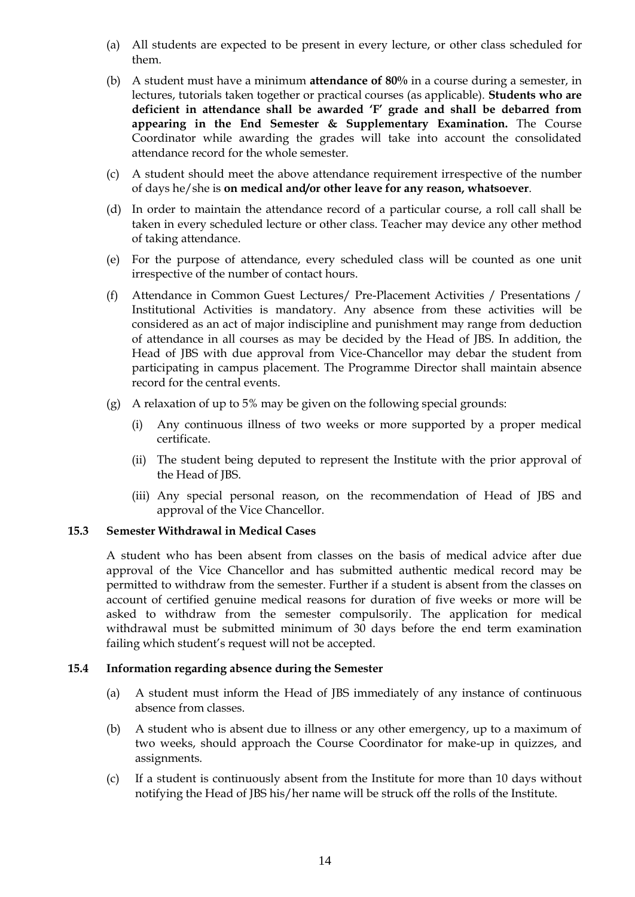(a) All students are expected to be present in every lecture, or other class scheduled for them.

(b) A student must have a minimum **attendance of 80%** in a course during a semester, in lectures, tutorials taken together or practical courses (as applicable). **Students who are deficient in attendance shall be awarded 'F' grade and shall be debarred from appearing in the End Semester & Supplementary Examination.** The Course Coordinator while awarding the grades will take into account the consolidated attendance record for the whole semester.

(c) A student should meet the above attendance requirement irrespective of the number of days he/she is **on medical and/or other leave for any reason, whatsoever**.

(d) In order to maintain the attendance record of a particular course, a roll call shall be taken in every scheduled lecture or other class. Teacher may device any other method of taking attendance.

(e) For the purpose of attendance, every scheduled class will be counted as one unit irrespective of the number of contact hours.

(f) Attendance in Common Guest Lectures/ Pre-Placement Activities / Presentations / Institutional Activities is mandatory. Any absence from these activities will be considered as an act of major indiscipline and punishment may range from deduction of attendance in all courses as may be decided by the Head of JBS. In addition, the Head of JBS with due approval from Vice-Chancellor may debar the student from participating in campus placement. The Programme Director shall maintain absence record for the central events.

(g) A relaxation of up to 5% may be given on the following special grounds:

   (i) Any continuous illness of two weeks or more supported by a proper medical certificate.

   (ii) The student being deputed to represent the Institute with the prior approval of the Head of JBS.

   (iii) Any special personal reason, on the recommendation of Head of JBS and approval of the Vice Chancellor.

### 15.3 Semester Withdrawal in Medical Cases

A student who has been absent from classes on the basis of medical advice after due approval of the Vice Chancellor and has submitted authentic medical record may be permitted to withdraw from the semester. Further if a student is absent from the classes on account of certified genuine medical reasons for duration of five weeks or more will be asked to withdraw from the semester compulsorily. The application for medical withdrawal must be submitted minimum of 30 days before the end term examination failing which student's request will not be accepted.

### 15.4 Information regarding absence during the Semester

(a) A student must inform the Head of JBS immediately of any instance of continuous absence from classes.

(b) A student who is absent due to illness or any other emergency, up to a maximum of two weeks, should approach the Course Coordinator for make-up in quizzes, and assignments.

(c) If a student is continuously absent from the Institute for more than 10 days without notifying the Head of JBS his/her name will be struck off the rolls of the Institute.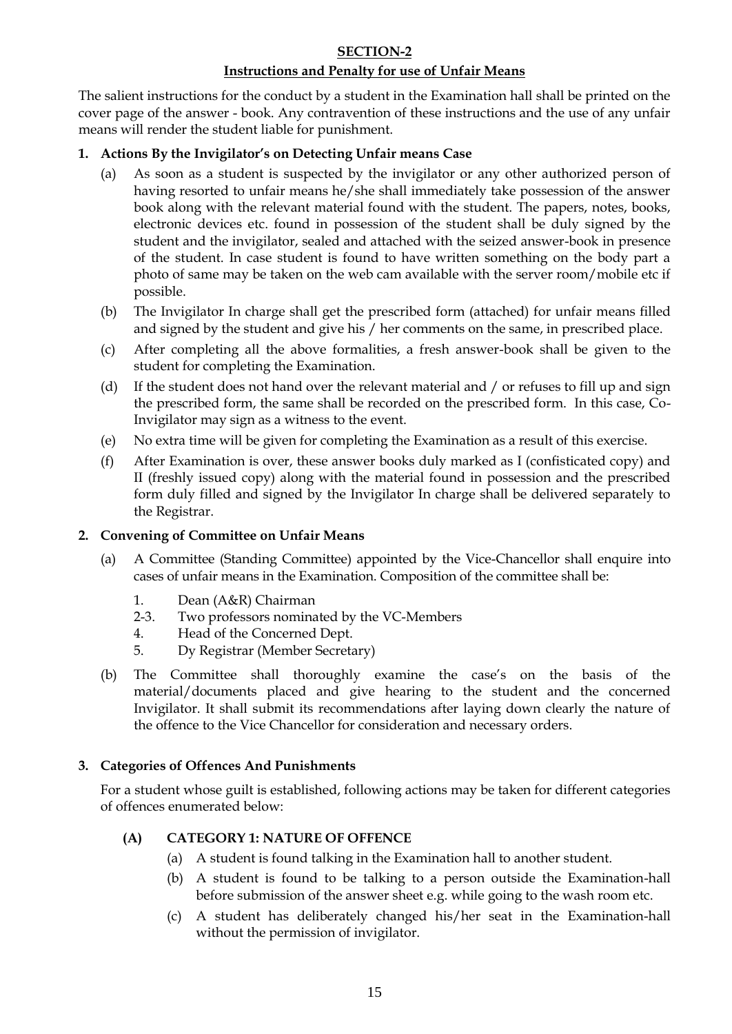## SECTION-2

## Instructions and Penalty for use of Unfair Means

The salient instructions for the conduct by a student in the Examination hall shall be printed on the cover page of the answer - book. Any contravention of these instructions and the use of any unfair means will render the student liable for punishment.

### 1. Actions By the Invigilator's on Detecting Unfair means Case

(a) As soon as a student is suspected by the invigilator or any other authorized person of having resorted to unfair means he/she shall immediately take possession of the answer book along with the relevant material found with the student. The papers, notes, books, electronic devices etc. found in possession of the student shall be duly signed by the student and the invigilator, sealed and attached with the seized answer-book in presence of the student. In case student is found to have written something on the body part a photo of same may be taken on the web cam available with the server room/mobile etc if possible.

(b) The Invigilator In charge shall get the prescribed form (attached) for unfair means filled and signed by the student and give his / her comments on the same, in prescribed place.

(c) After completing all the above formalities, a fresh answer-book shall be given to the student for completing the Examination.

(d) If the student does not hand over the relevant material and / or refuses to fill up and sign the prescribed form, the same shall be recorded on the prescribed form. In this case, Co-Invigilator may sign as a witness to the event.

(e) No extra time will be given for completing the Examination as a result of this exercise.

(f) After Examination is over, these answer books duly marked as I (confisticated copy) and II (freshly issued copy) along with the material found in possession and the prescribed form duly filled and signed by the Invigilator In charge shall be delivered separately to the Registrar.

### 2. Convening of Committee on Unfair Means

(a) A Committee (Standing Committee) appointed by the Vice-Chancellor shall enquire into cases of unfair means in the Examination. Composition of the committee shall be:

1. Dean (A&R) Chairman
2-3. Two professors nominated by the VC-Members
4. Head of the Concerned Dept.
5. Dy Registrar (Member Secretary)

(b) The Committee shall thoroughly examine the case's on the basis of the material/documents placed and give hearing to the student and the concerned Invigilator. It shall submit its recommendations after laying down clearly the nature of the offence to the Vice Chancellor for consideration and necessary orders.

### 3. Categories of Offences And Punishments

For a student whose guilt is established, following actions may be taken for different categories of offences enumerated below:

#### (A) CATEGORY 1: NATURE OF OFFENCE

(a) A student is found talking in the Examination hall to another student.

(b) A student is found to be talking to a person outside the Examination-hall before submission of the answer sheet e.g. while going to the wash room etc.

(c) A student has deliberately changed his/her seat in the Examination-hall without the permission of invigilator.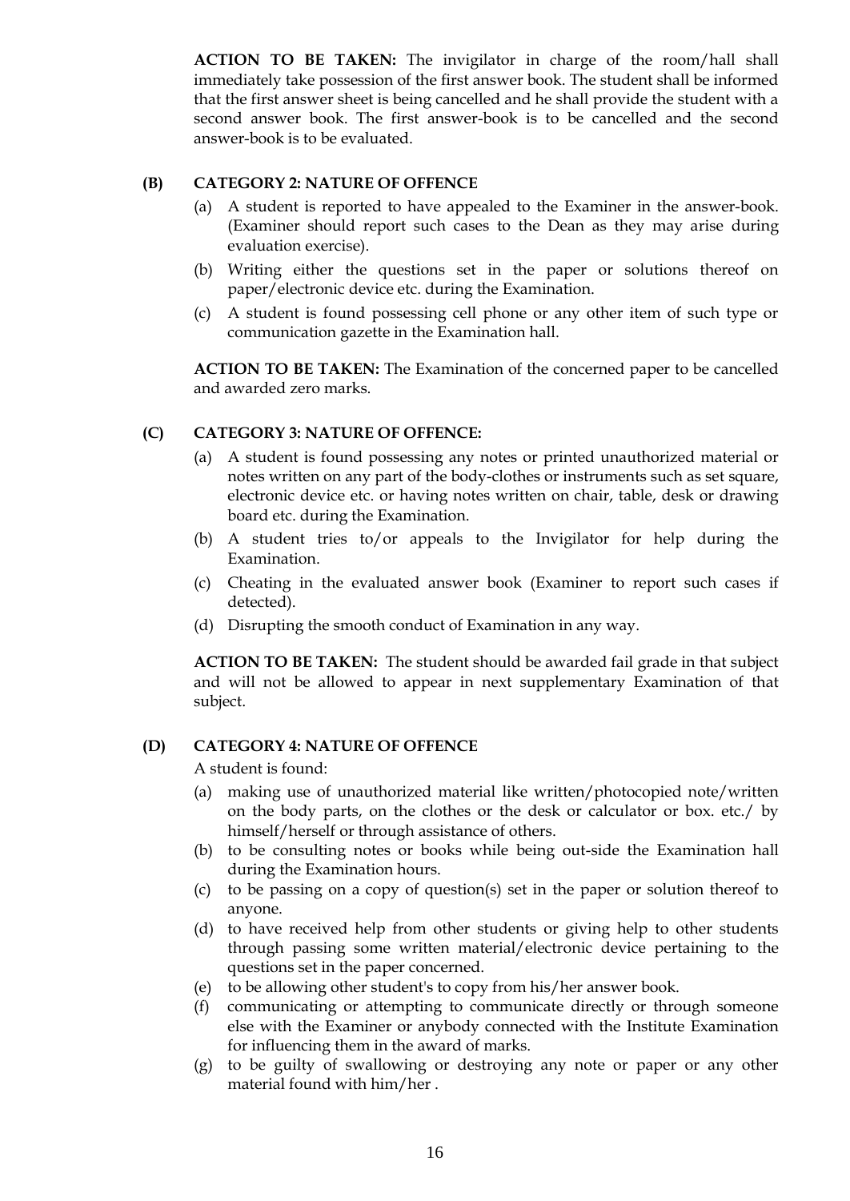**ACTION TO BE TAKEN:** The invigilator in charge of the room/hall shall immediately take possession of the first answer book. The student shall be informed that the first answer sheet is being cancelled and he shall provide the student with a second answer book. The first answer-book is to be cancelled and the second answer-book is to be evaluated.

**(B) CATEGORY 2: NATURE OF OFFENCE**

(a) A student is reported to have appealed to the Examiner in the answer-book. (Examiner should report such cases to the Dean as they may arise during evaluation exercise).

(b) Writing either the questions set in the paper or solutions thereof on paper/electronic device etc. during the Examination.

(c) A student is found possessing cell phone or any other item of such type or communication gazette in the Examination hall.

**ACTION TO BE TAKEN:** The Examination of the concerned paper to be cancelled and awarded zero marks.

**(C) CATEGORY 3: NATURE OF OFFENCE:**

(a) A student is found possessing any notes or printed unauthorized material or notes written on any part of the body-clothes or instruments such as set square, electronic device etc. or having notes written on chair, table, desk or drawing board etc. during the Examination.

(b) A student tries to/or appeals to the Invigilator for help during the Examination.

(c) Cheating in the evaluated answer book (Examiner to report such cases if detected).

(d) Disrupting the smooth conduct of Examination in any way.

**ACTION TO BE TAKEN:** The student should be awarded fail grade in that subject and will not be allowed to appear in next supplementary Examination of that subject.

**(D) CATEGORY 4: NATURE OF OFFENCE**

A student is found:

(a) making use of unauthorized material like written/photocopied note/written on the body parts, on the clothes or the desk or calculator or box. etc./ by himself/herself or through assistance of others.

(b) to be consulting notes or books while being out-side the Examination hall during the Examination hours.

(c) to be passing on a copy of question(s) set in the paper or solution thereof to anyone.

(d) to have received help from other students or giving help to other students through passing some written material/electronic device pertaining to the questions set in the paper concerned.

(e) to be allowing other student's to copy from his/her answer book.

(f) communicating or attempting to communicate directly or through someone else with the Examiner or anybody connected with the Institute Examination for influencing them in the award of marks.

(g) to be guilty of swallowing or destroying any note or paper or any other material found with him/her .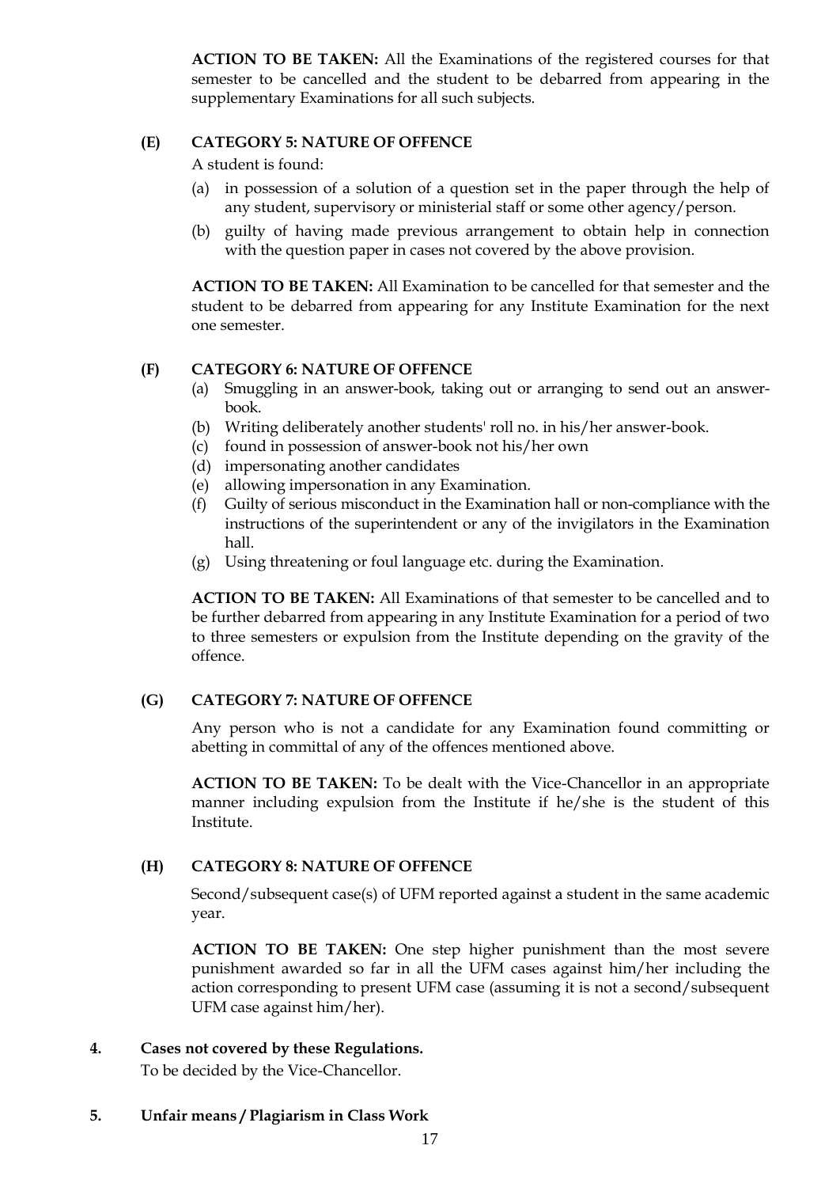**ACTION TO BE TAKEN:** All the Examinations of the registered courses for that semester to be cancelled and the student to be debarred from appearing in the supplementary Examinations for all such subjects.

**(E) CATEGORY 5: NATURE OF OFFENCE**

A student is found:

(a) in possession of a solution of a question set in the paper through the help of any student, supervisory or ministerial staff or some other agency/person.

(b) guilty of having made previous arrangement to obtain help in connection with the question paper in cases not covered by the above provision.

**ACTION TO BE TAKEN:** All Examination to be cancelled for that semester and the student to be debarred from appearing for any Institute Examination for the next one semester.

**(F) CATEGORY 6: NATURE OF OFFENCE**

(a) Smuggling in an answer-book, taking out or arranging to send out an answer-book.

(b) Writing deliberately another students' roll no. in his/her answer-book.

(c) found in possession of answer-book not his/her own

(d) impersonating another candidates

(e) allowing impersonation in any Examination.

(f) Guilty of serious misconduct in the Examination hall or non-compliance with the instructions of the superintendent or any of the invigilators in the Examination hall.

(g) Using threatening or foul language etc. during the Examination.

**ACTION TO BE TAKEN:** All Examinations of that semester to be cancelled and to be further debarred from appearing in any Institute Examination for a period of two to three semesters or expulsion from the Institute depending on the gravity of the offence.

**(G) CATEGORY 7: NATURE OF OFFENCE**

Any person who is not a candidate for any Examination found committing or abetting in committal of any of the offences mentioned above.

**ACTION TO BE TAKEN:** To be dealt with the Vice-Chancellor in an appropriate manner including expulsion from the Institute if he/she is the student of this Institute.

**(H) CATEGORY 8: NATURE OF OFFENCE**

Second/subsequent case(s) of UFM reported against a student in the same academic year.

**ACTION TO BE TAKEN:** One step higher punishment than the most severe punishment awarded so far in all the UFM cases against him/her including the action corresponding to present UFM case (assuming it is not a second/subsequent UFM case against him/her).

**4. Cases not covered by these Regulations.**

To be decided by the Vice-Chancellor.

**5. Unfair means / Plagiarism in Class Work**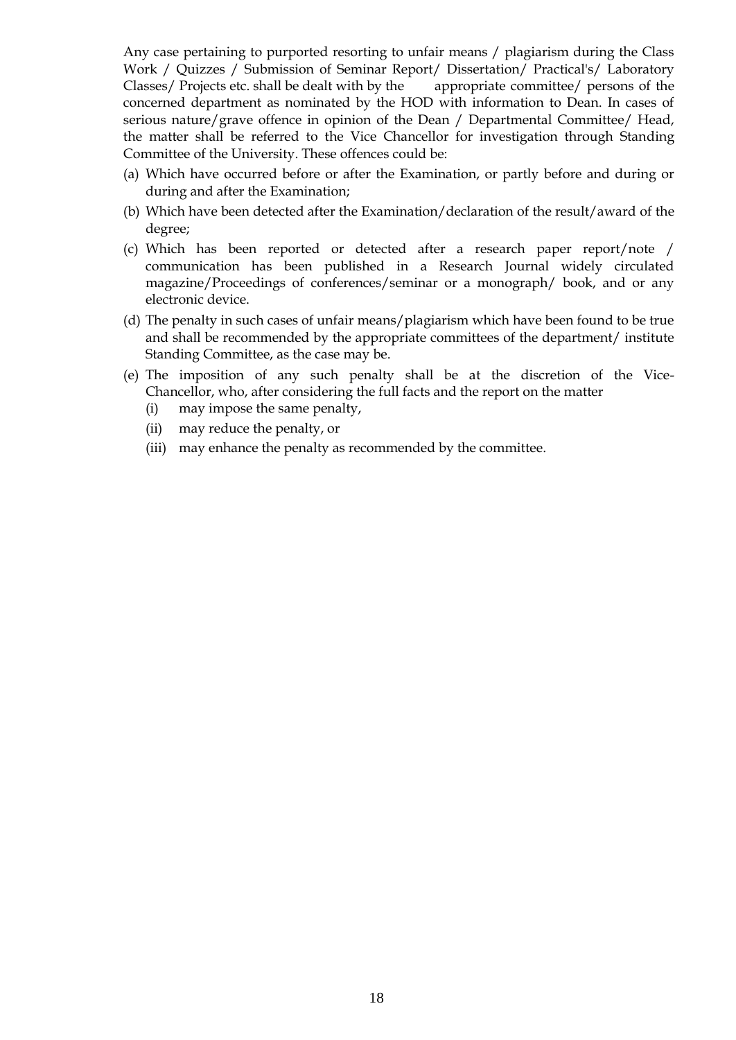Any case pertaining to purported resorting to unfair means / plagiarism during the Class Work / Quizzes / Submission of Seminar Report/ Dissertation/ Practical's/ Laboratory Classes/ Projects etc. shall be dealt with by the appropriate committee/ persons of the concerned department as nominated by the HOD with information to Dean. In cases of serious nature/grave offence in opinion of the Dean / Departmental Committee/ Head, the matter shall be referred to the Vice Chancellor for investigation through Standing Committee of the University. These offences could be:

(a) Which have occurred before or after the Examination, or partly before and during or during and after the Examination;

(b) Which have been detected after the Examination/declaration of the result/award of the degree;

(c) Which has been reported or detected after a research paper report/note / communication has been published in a Research Journal widely circulated magazine/Proceedings of conferences/seminar or a monograph/ book, and or any electronic device.

(d) The penalty in such cases of unfair means/plagiarism which have been found to be true and shall be recommended by the appropriate committees of the department/ institute Standing Committee, as the case may be.

(e) The imposition of any such penalty shall be at the discretion of the Vice-Chancellor, who, after considering the full facts and the report on the matter
   - (i) may impose the same penalty,
   - (ii) may reduce the penalty, or
   - (iii) may enhance the penalty as recommended by the committee.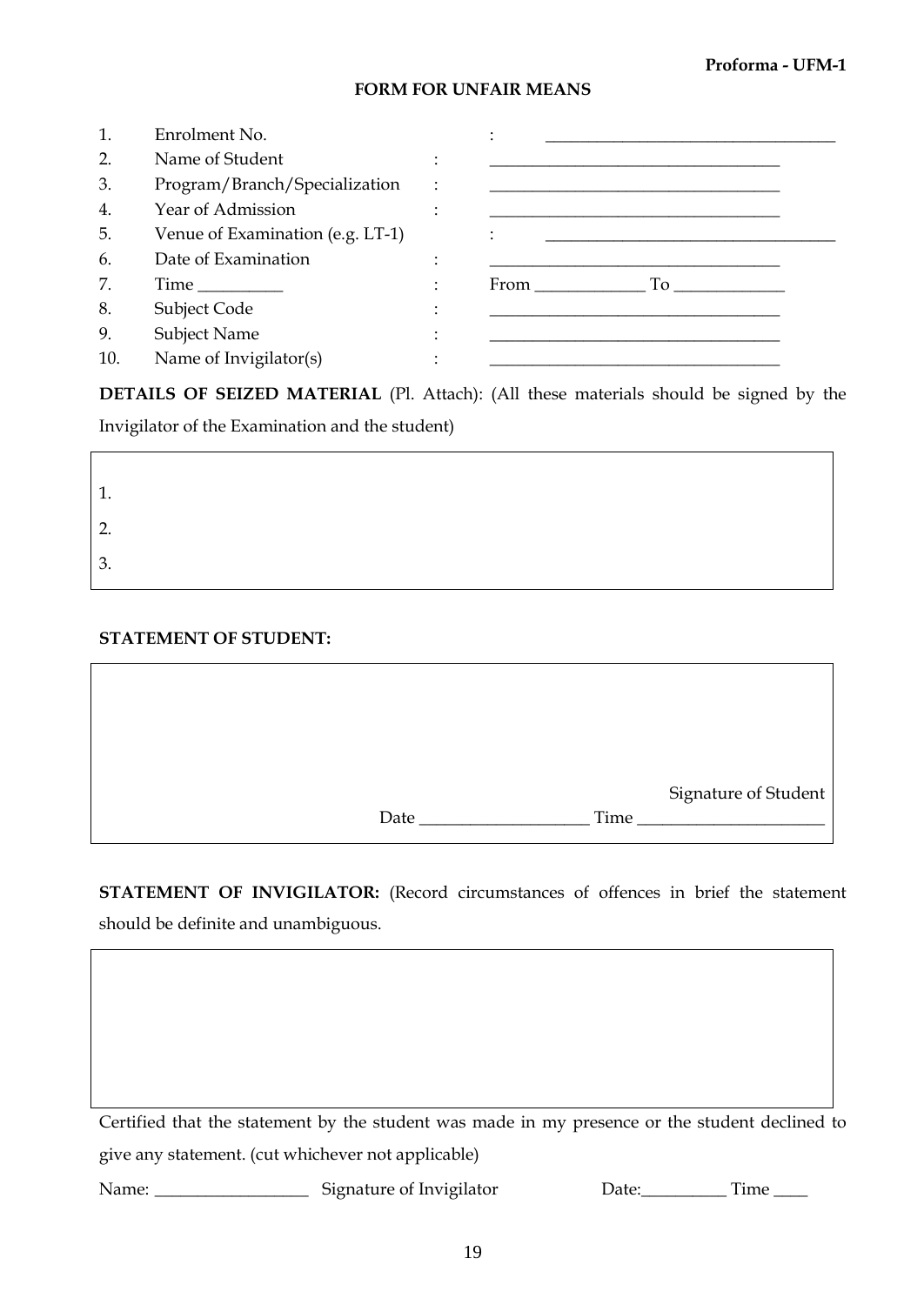**Proforma - UFM-1**

## FORM FOR UNFAIR MEANS

1. Enrolment No. : ____________________________________
2. Name of Student : ____________________________________
3. Program/Branch/Specialization : ____________________________________
4. Year of Admission : ____________________________________
5. Venue of Examination (e.g. LT-1) : ____________________________________
6. Date of Examination : ____________________________________
7. Time __________ : From _____________ To _____________
8. Subject Code : ____________________________________
9. Subject Name : ____________________________________
10. Name of Invigilator(s) : ____________________________________

**DETAILS OF SEIZED MATERIAL** (Pl. Attach): (All these materials should be signed by the Invigilator of the Examination and the student)

1.
2.
3.

**STATEMENT OF STUDENT:**

Signature of Student

Date ____________________ Time ______________________

**STATEMENT OF INVIGILATOR:** (Record circumstances of offences in brief the statement should be definite and unambiguous.

Certified that the statement by the student was made in my presence or the student declined to give any statement. (cut whichever not applicable)

Name: __________________ Signature of Invigilator Date:__________ Time ____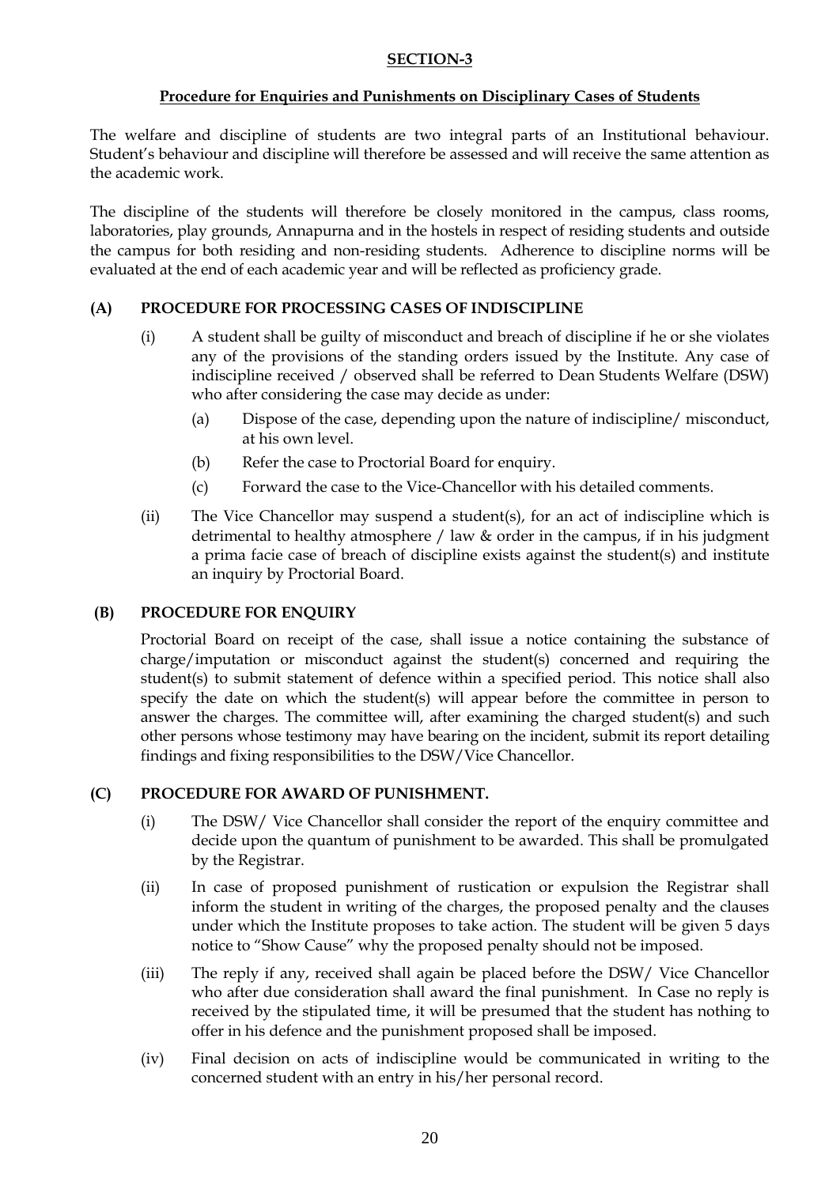## SECTION-3

### Procedure for Enquiries and Punishments on Disciplinary Cases of Students

The welfare and discipline of students are two integral parts of an Institutional behaviour. Student's behaviour and discipline will therefore be assessed and will receive the same attention as the academic work.

The discipline of the students will therefore be closely monitored in the campus, class rooms, laboratories, play grounds, Annapurna and in the hostels in respect of residing students and outside the campus for both residing and non-residing students. Adherence to discipline norms will be evaluated at the end of each academic year and will be reflected as proficiency grade.

### (A) PROCEDURE FOR PROCESSING CASES OF INDISCIPLINE

(i) A student shall be guilty of misconduct and breach of discipline if he or she violates any of the provisions of the standing orders issued by the Institute. Any case of indiscipline received / observed shall be referred to Dean Students Welfare (DSW) who after considering the case may decide as under:

- (a) Dispose of the case, depending upon the nature of indiscipline/ misconduct, at his own level.
- (b) Refer the case to Proctorial Board for enquiry.
- (c) Forward the case to the Vice-Chancellor with his detailed comments.

(ii) The Vice Chancellor may suspend a student(s), for an act of indiscipline which is detrimental to healthy atmosphere / law & order in the campus, if in his judgment a prima facie case of breach of discipline exists against the student(s) and institute an inquiry by Proctorial Board.

### (B) PROCEDURE FOR ENQUIRY

Proctorial Board on receipt of the case, shall issue a notice containing the substance of charge/imputation or misconduct against the student(s) concerned and requiring the student(s) to submit statement of defence within a specified period. This notice shall also specify the date on which the student(s) will appear before the committee in person to answer the charges. The committee will, after examining the charged student(s) and such other persons whose testimony may have bearing on the incident, submit its report detailing findings and fixing responsibilities to the DSW/Vice Chancellor.

### (C) PROCEDURE FOR AWARD OF PUNISHMENT.

(i) The DSW/ Vice Chancellor shall consider the report of the enquiry committee and decide upon the quantum of punishment to be awarded. This shall be promulgated by the Registrar.

(ii) In case of proposed punishment of rustication or expulsion the Registrar shall inform the student in writing of the charges, the proposed penalty and the clauses under which the Institute proposes to take action. The student will be given 5 days notice to "Show Cause" why the proposed penalty should not be imposed.

(iii) The reply if any, received shall again be placed before the DSW/ Vice Chancellor who after due consideration shall award the final punishment. In Case no reply is received by the stipulated time, it will be presumed that the student has nothing to offer in his defence and the punishment proposed shall be imposed.

(iv) Final decision on acts of indiscipline would be communicated in writing to the concerned student with an entry in his/her personal record.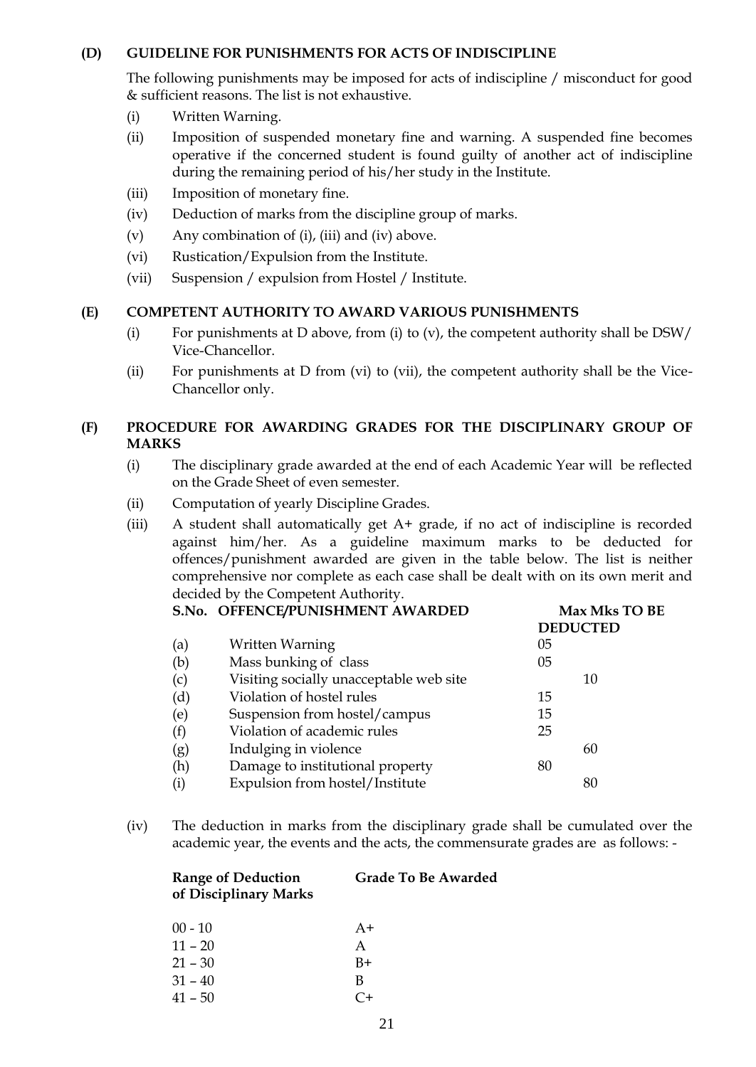### (D) GUIDELINE FOR PUNISHMENTS FOR ACTS OF INDISCIPLINE

The following punishments may be imposed for acts of indiscipline / misconduct for good & sufficient reasons. The list is not exhaustive.

- (i) Written Warning.
- (ii) Imposition of suspended monetary fine and warning. A suspended fine becomes operative if the concerned student is found guilty of another act of indiscipline during the remaining period of his/her study in the Institute.
- (iii) Imposition of monetary fine.
- (iv) Deduction of marks from the discipline group of marks.
- (v) Any combination of (i), (iii) and (iv) above.
- (vi) Rustication/Expulsion from the Institute.
- (vii) Suspension / expulsion from Hostel / Institute.

### (E) COMPETENT AUTHORITY TO AWARD VARIOUS PUNISHMENTS

- (i) For punishments at D above, from (i) to (v), the competent authority shall be DSW/ Vice-Chancellor.
- (ii) For punishments at D from (vi) to (vii), the competent authority shall be the Vice-Chancellor only.

### (F) PROCEDURE FOR AWARDING GRADES FOR THE DISCIPLINARY GROUP OF MARKS

- (i) The disciplinary grade awarded at the end of each Academic Year will be reflected on the Grade Sheet of even semester.
- (ii) Computation of yearly Discipline Grades.
- (iii) A student shall automatically get A+ grade, if no act of indiscipline is recorded against him/her. As a guideline maximum marks to be deducted for offences/punishment awarded are given in the table below. The list is neither comprehensive nor complete as each case shall be dealt with on its own merit and decided by the Competent Authority.

| S.No. | OFFENCE/PUNISHMENT AWARDED | Max Mks TO BE DEDUCTED |
|---|---|---|
| (a) | Written Warning | 05 |
| (b) | Mass bunking of class | 05 |
| (c) | Visiting socially unacceptable web site | 10 |
| (d) | Violation of hostel rules | 15 |
| (e) | Suspension from hostel/campus | 15 |
| (f) | Violation of academic rules | 25 |
| (g) | Indulging in violence | 60 |
| (h) | Damage to institutional property | 80 |
| (i) | Expulsion from hostel/Institute | 80 |

- (iv) The deduction in marks from the disciplinary grade shall be cumulated over the academic year, the events and the acts, the commensurate grades are as follows: -

| Range of Deduction of Disciplinary Marks | Grade To Be Awarded |
|---|---|
| 00 - 10 | A+ |
| 11 – 20 | A |
| 21 – 30 | B+ |
| 31 – 40 | B |
| 41 – 50 | C+ |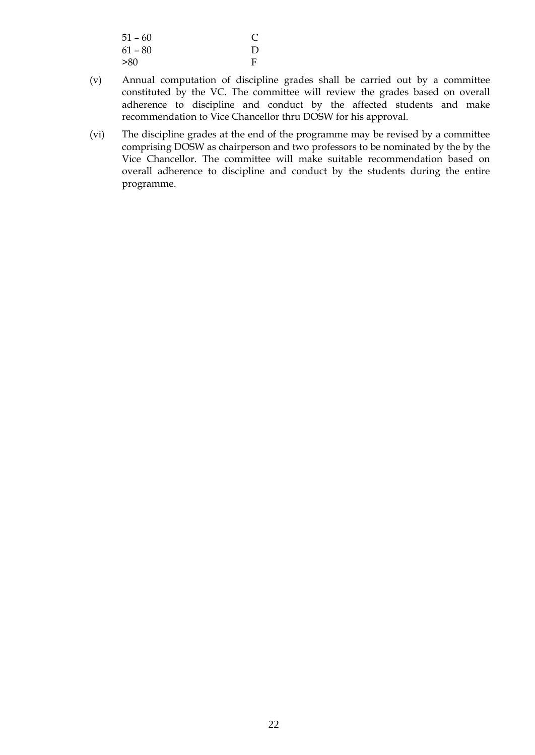| | |
|---|---|
| 51 – 60 | C |
| 61 – 80 | D |
| >80 | F |

(v) Annual computation of discipline grades shall be carried out by a committee constituted by the VC. The committee will review the grades based on overall adherence to discipline and conduct by the affected students and make recommendation to Vice Chancellor thru DOSW for his approval.

(vi) The discipline grades at the end of the programme may be revised by a committee comprising DOSW as chairperson and two professors to be nominated by the by the Vice Chancellor. The committee will make suitable recommendation based on overall adherence to discipline and conduct by the students during the entire programme.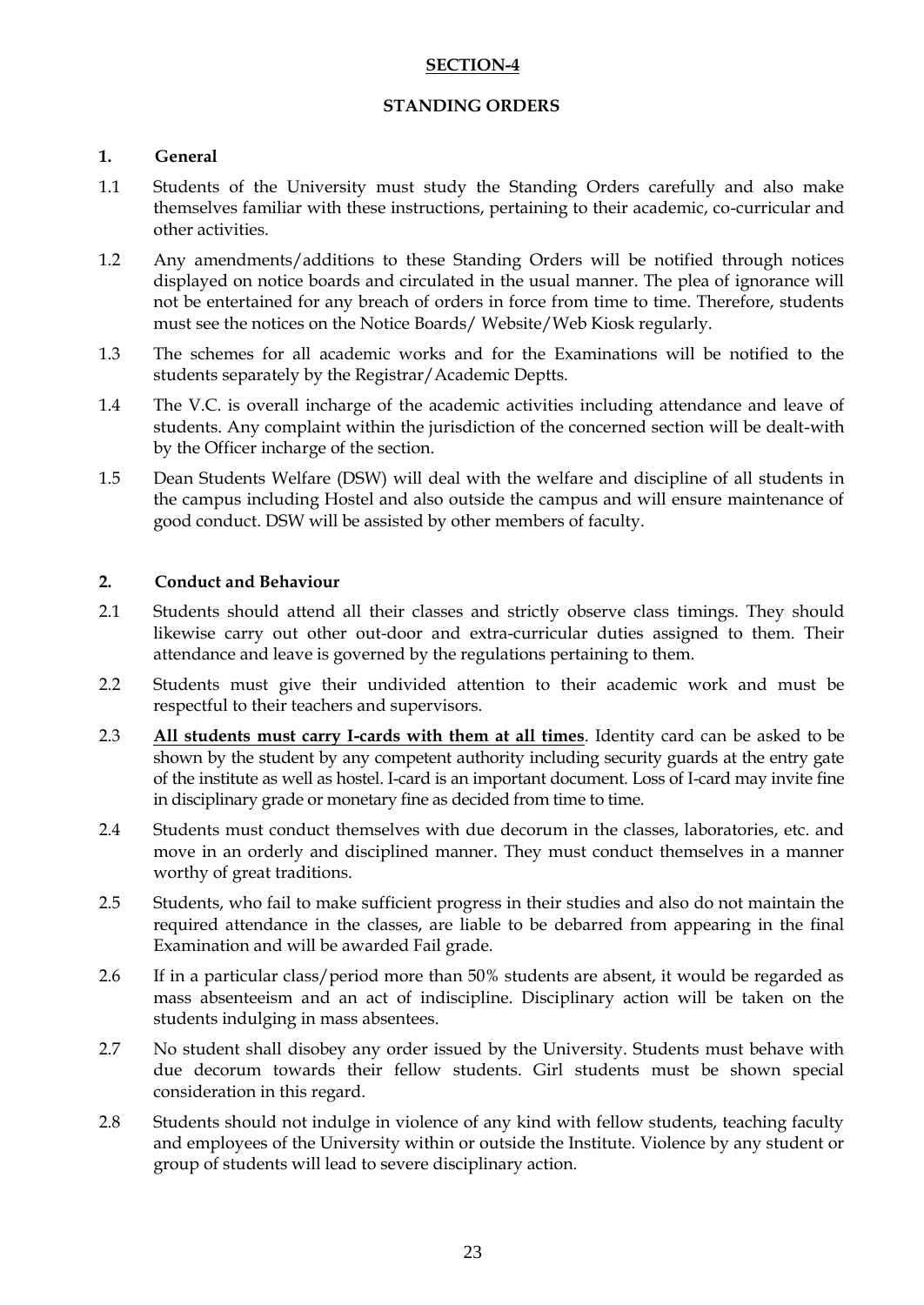## SECTION-4

## STANDING ORDERS

### 1. General

1.1 Students of the University must study the Standing Orders carefully and also make themselves familiar with these instructions, pertaining to their academic, co-curricular and other activities.

1.2 Any amendments/additions to these Standing Orders will be notified through notices displayed on notice boards and circulated in the usual manner. The plea of ignorance will not be entertained for any breach of orders in force from time to time. Therefore, students must see the notices on the Notice Boards/ Website/Web Kiosk regularly.

1.3 The schemes for all academic works and for the Examinations will be notified to the students separately by the Registrar/Academic Deptts.

1.4 The V.C. is overall incharge of the academic activities including attendance and leave of students. Any complaint within the jurisdiction of the concerned section will be dealt-with by the Officer incharge of the section.

1.5 Dean Students Welfare (DSW) will deal with the welfare and discipline of all students in the campus including Hostel and also outside the campus and will ensure maintenance of good conduct. DSW will be assisted by other members of faculty.

### 2. Conduct and Behaviour

2.1 Students should attend all their classes and strictly observe class timings. They should likewise carry out other out-door and extra-curricular duties assigned to them. Their attendance and leave is governed by the regulations pertaining to them.

2.2 Students must give their undivided attention to their academic work and must be respectful to their teachers and supervisors.

2.3 **All students must carry I-cards with them at all times**. Identity card can be asked to be shown by the student by any competent authority including security guards at the entry gate of the institute as well as hostel. I-card is an important document. Loss of I-card may invite fine in disciplinary grade or monetary fine as decided from time to time.

2.4 Students must conduct themselves with due decorum in the classes, laboratories, etc. and move in an orderly and disciplined manner. They must conduct themselves in a manner worthy of great traditions.

2.5 Students, who fail to make sufficient progress in their studies and also do not maintain the required attendance in the classes, are liable to be debarred from appearing in the final Examination and will be awarded Fail grade.

2.6 If in a particular class/period more than 50% students are absent, it would be regarded as mass absenteeism and an act of indiscipline. Disciplinary action will be taken on the students indulging in mass absentees.

2.7 No student shall disobey any order issued by the University. Students must behave with due decorum towards their fellow students. Girl students must be shown special consideration in this regard.

2.8 Students should not indulge in violence of any kind with fellow students, teaching faculty and employees of the University within or outside the Institute. Violence by any student or group of students will lead to severe disciplinary action.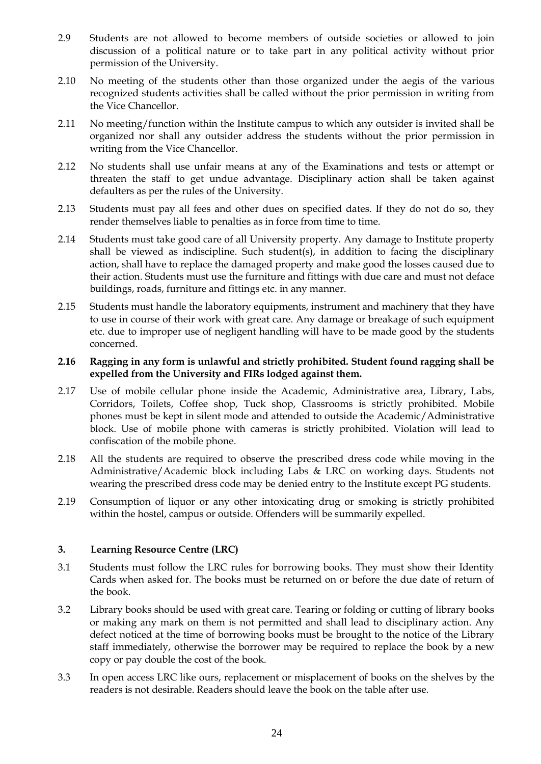2.9 Students are not allowed to become members of outside societies or allowed to join discussion of a political nature or to take part in any political activity without prior permission of the University.

2.10 No meeting of the students other than those organized under the aegis of the various recognized students activities shall be called without the prior permission in writing from the Vice Chancellor.

2.11 No meeting/function within the Institute campus to which any outsider is invited shall be organized nor shall any outsider address the students without the prior permission in writing from the Vice Chancellor.

2.12 No students shall use unfair means at any of the Examinations and tests or attempt or threaten the staff to get undue advantage. Disciplinary action shall be taken against defaulters as per the rules of the University.

2.13 Students must pay all fees and other dues on specified dates. If they do not do so, they render themselves liable to penalties as in force from time to time.

2.14 Students must take good care of all University property. Any damage to Institute property shall be viewed as indiscipline. Such student(s), in addition to facing the disciplinary action, shall have to replace the damaged property and make good the losses caused due to their action. Students must use the furniture and fittings with due care and must not deface buildings, roads, furniture and fittings etc. in any manner.

2.15 Students must handle the laboratory equipments, instrument and machinery that they have to use in course of their work with great care. Any damage or breakage of such equipment etc. due to improper use of negligent handling will have to be made good by the students concerned.

**2.16 Ragging in any form is unlawful and strictly prohibited. Student found ragging shall be expelled from the University and FIRs lodged against them.**

2.17 Use of mobile cellular phone inside the Academic, Administrative area, Library, Labs, Corridors, Toilets, Coffee shop, Tuck shop, Classrooms is strictly prohibited. Mobile phones must be kept in silent mode and attended to outside the Academic/Administrative block. Use of mobile phone with cameras is strictly prohibited. Violation will lead to confiscation of the mobile phone.

2.18 All the students are required to observe the prescribed dress code while moving in the Administrative/Academic block including Labs & LRC on working days. Students not wearing the prescribed dress code may be denied entry to the Institute except PG students.

2.19 Consumption of liquor or any other intoxicating drug or smoking is strictly prohibited within the hostel, campus or outside. Offenders will be summarily expelled.

### 3. Learning Resource Centre (LRC)

3.1 Students must follow the LRC rules for borrowing books. They must show their Identity Cards when asked for. The books must be returned on or before the due date of return of the book.

3.2 Library books should be used with great care. Tearing or folding or cutting of library books or making any mark on them is not permitted and shall lead to disciplinary action. Any defect noticed at the time of borrowing books must be brought to the notice of the Library staff immediately, otherwise the borrower may be required to replace the book by a new copy or pay double the cost of the book.

3.3 In open access LRC like ours, replacement or misplacement of books on the shelves by the readers is not desirable. Readers should leave the book on the table after use.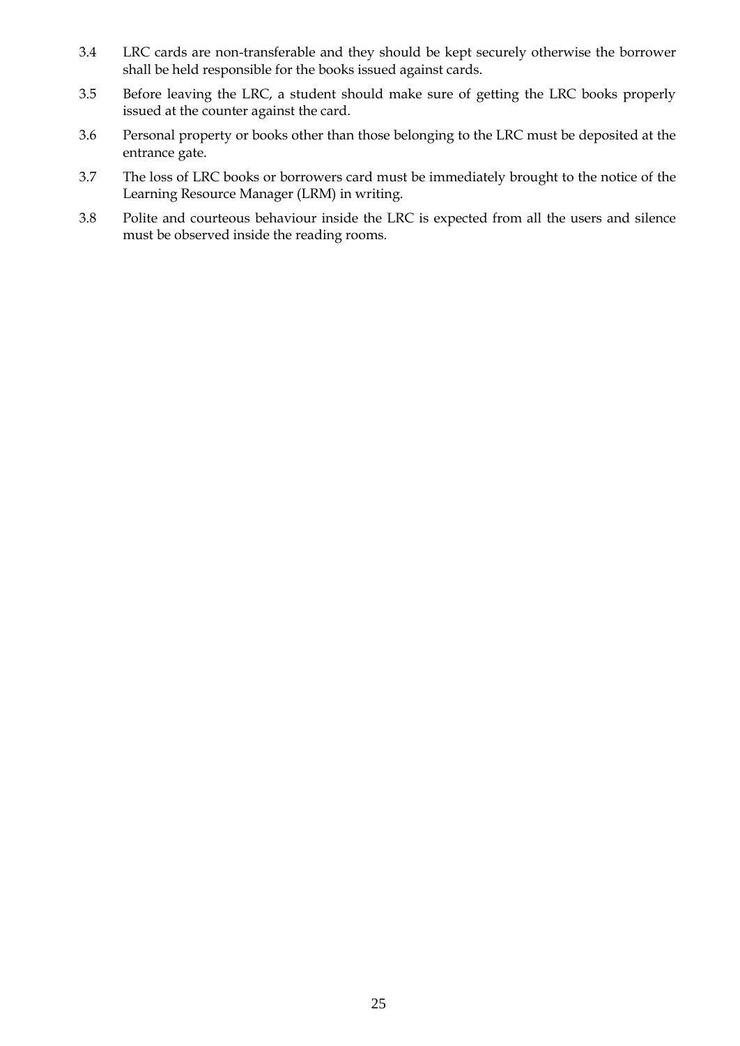3.4 LRC cards are non-transferable and they should be kept securely otherwise the borrower shall be held responsible for the books issued against cards.

3.5 Before leaving the LRC, a student should make sure of getting the LRC books properly issued at the counter against the card.

3.6 Personal property or books other than those belonging to the LRC must be deposited at the entrance gate.

3.7 The loss of LRC books or borrowers card must be immediately brought to the notice of the Learning Resource Manager (LRM) in writing.

3.8 Polite and courteous behaviour inside the LRC is expected from all the users and silence must be observed inside the reading rooms.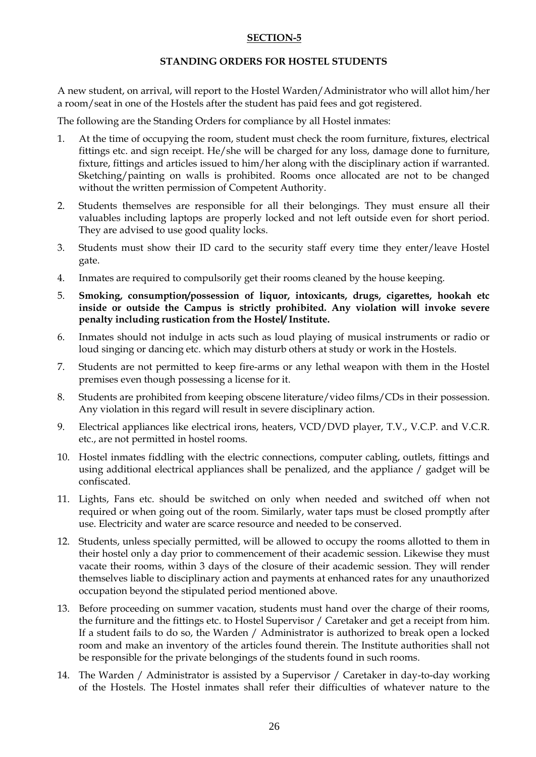## SECTION-5

### STANDING ORDERS FOR HOSTEL STUDENTS

A new student, on arrival, will report to the Hostel Warden/Administrator who will allot him/her a room/seat in one of the Hostels after the student has paid fees and got registered.

The following are the Standing Orders for compliance by all Hostel inmates:

1. At the time of occupying the room, student must check the room furniture, fixtures, electrical fittings etc. and sign receipt. He/she will be charged for any loss, damage done to furniture, fixture, fittings and articles issued to him/her along with the disciplinary action if warranted. Sketching/painting on walls is prohibited. Rooms once allocated are not to be changed without the written permission of Competent Authority.
2. Students themselves are responsible for all their belongings. They must ensure all their valuables including laptops are properly locked and not left outside even for short period. They are advised to use good quality locks.
3. Students must show their ID card to the security staff every time they enter/leave Hostel gate.
4. Inmates are required to compulsorily get their rooms cleaned by the house keeping.
5. **Smoking, consumption/possession of liquor, intoxicants, drugs, cigarettes, hookah etc inside or outside the Campus is strictly prohibited. Any violation will invoke severe penalty including rustication from the Hostel/ Institute.**
6. Inmates should not indulge in acts such as loud playing of musical instruments or radio or loud singing or dancing etc. which may disturb others at study or work in the Hostels.
7. Students are not permitted to keep fire-arms or any lethal weapon with them in the Hostel premises even though possessing a license for it.
8. Students are prohibited from keeping obscene literature/video films/CDs in their possession. Any violation in this regard will result in severe disciplinary action.
9. Electrical appliances like electrical irons, heaters, VCD/DVD player, T.V., V.C.P. and V.C.R. etc., are not permitted in hostel rooms.
10. Hostel inmates fiddling with the electric connections, computer cabling, outlets, fittings and using additional electrical appliances shall be penalized, and the appliance / gadget will be confiscated.
11. Lights, Fans etc. should be switched on only when needed and switched off when not required or when going out of the room. Similarly, water taps must be closed promptly after use. Electricity and water are scarce resource and needed to be conserved.
12. Students, unless specially permitted, will be allowed to occupy the rooms allotted to them in their hostel only a day prior to commencement of their academic session. Likewise they must vacate their rooms, within 3 days of the closure of their academic session. They will render themselves liable to disciplinary action and payments at enhanced rates for any unauthorized occupation beyond the stipulated period mentioned above.
13. Before proceeding on summer vacation, students must hand over the charge of their rooms, the furniture and the fittings etc. to Hostel Supervisor / Caretaker and get a receipt from him. If a student fails to do so, the Warden / Administrator is authorized to break open a locked room and make an inventory of the articles found therein. The Institute authorities shall not be responsible for the private belongings of the students found in such rooms.
14. The Warden / Administrator is assisted by a Supervisor / Caretaker in day-to-day working of the Hostels. The Hostel inmates shall refer their difficulties of whatever nature to the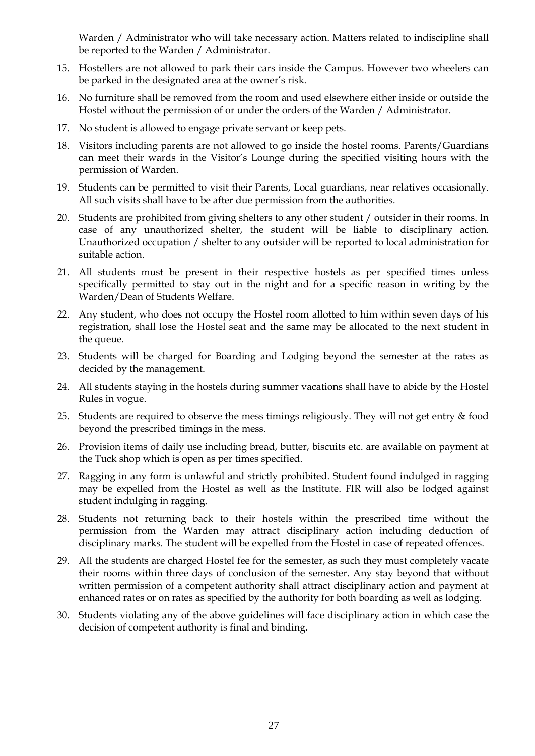Warden / Administrator who will take necessary action. Matters related to indiscipline shall be reported to the Warden / Administrator.

15. Hostellers are not allowed to park their cars inside the Campus. However two wheelers can be parked in the designated area at the owner's risk.
16. No furniture shall be removed from the room and used elsewhere either inside or outside the Hostel without the permission of or under the orders of the Warden / Administrator.
17. No student is allowed to engage private servant or keep pets.
18. Visitors including parents are not allowed to go inside the hostel rooms. Parents/Guardians can meet their wards in the Visitor's Lounge during the specified visiting hours with the permission of Warden.
19. Students can be permitted to visit their Parents, Local guardians, near relatives occasionally. All such visits shall have to be after due permission from the authorities.
20. Students are prohibited from giving shelters to any other student / outsider in their rooms. In case of any unauthorized shelter, the student will be liable to disciplinary action. Unauthorized occupation / shelter to any outsider will be reported to local administration for suitable action.
21. All students must be present in their respective hostels as per specified times unless specifically permitted to stay out in the night and for a specific reason in writing by the Warden/Dean of Students Welfare.
22. Any student, who does not occupy the Hostel room allotted to him within seven days of his registration, shall lose the Hostel seat and the same may be allocated to the next student in the queue.
23. Students will be charged for Boarding and Lodging beyond the semester at the rates as decided by the management.
24. All students staying in the hostels during summer vacations shall have to abide by the Hostel Rules in vogue.
25. Students are required to observe the mess timings religiously. They will not get entry & food beyond the prescribed timings in the mess.
26. Provision items of daily use including bread, butter, biscuits etc. are available on payment at the Tuck shop which is open as per times specified.
27. Ragging in any form is unlawful and strictly prohibited. Student found indulged in ragging may be expelled from the Hostel as well as the Institute. FIR will also be lodged against student indulging in ragging.
28. Students not returning back to their hostels within the prescribed time without the permission from the Warden may attract disciplinary action including deduction of disciplinary marks. The student will be expelled from the Hostel in case of repeated offences.
29. All the students are charged Hostel fee for the semester, as such they must completely vacate their rooms within three days of conclusion of the semester. Any stay beyond that without written permission of a competent authority shall attract disciplinary action and payment at enhanced rates or on rates as specified by the authority for both boarding as well as lodging.
30. Students violating any of the above guidelines will face disciplinary action in which case the decision of competent authority is final and binding.